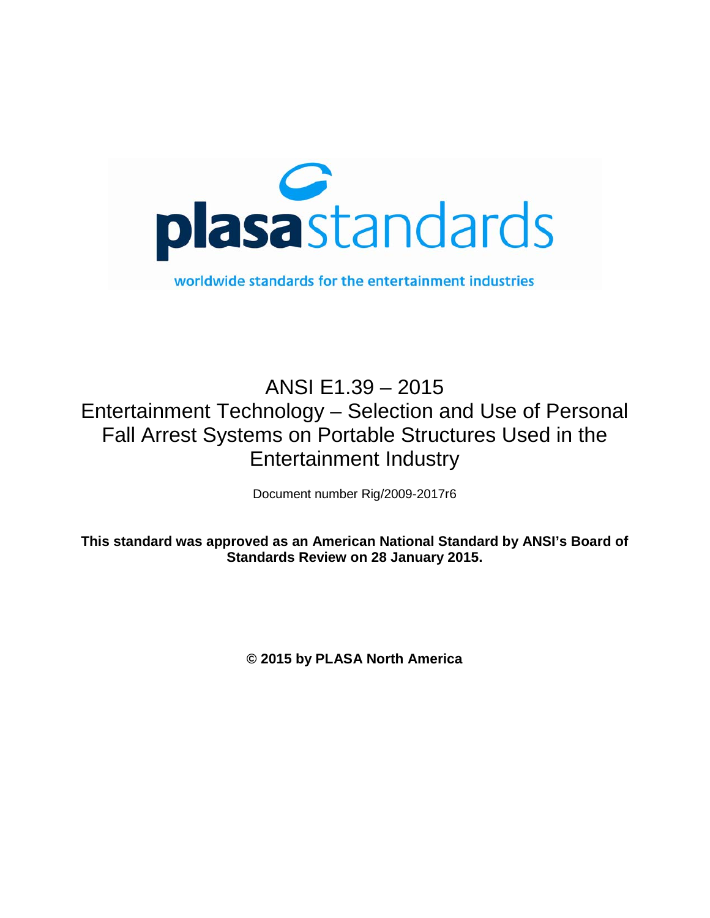plasa standards

worldwide standards for the entertainment industries

# ANSI E1.39 – 2015

# Entertainment Technology – Selection and Use of Personal Fall Arrest Systems on Portable Structures Used in the Entertainment Industry

Document number Rig/2009-2017r6

**This standard was approved as an American National Standard by ANSI's Board of Standards Review on 28 January 2015.**

**© 2015 by PLASA North America**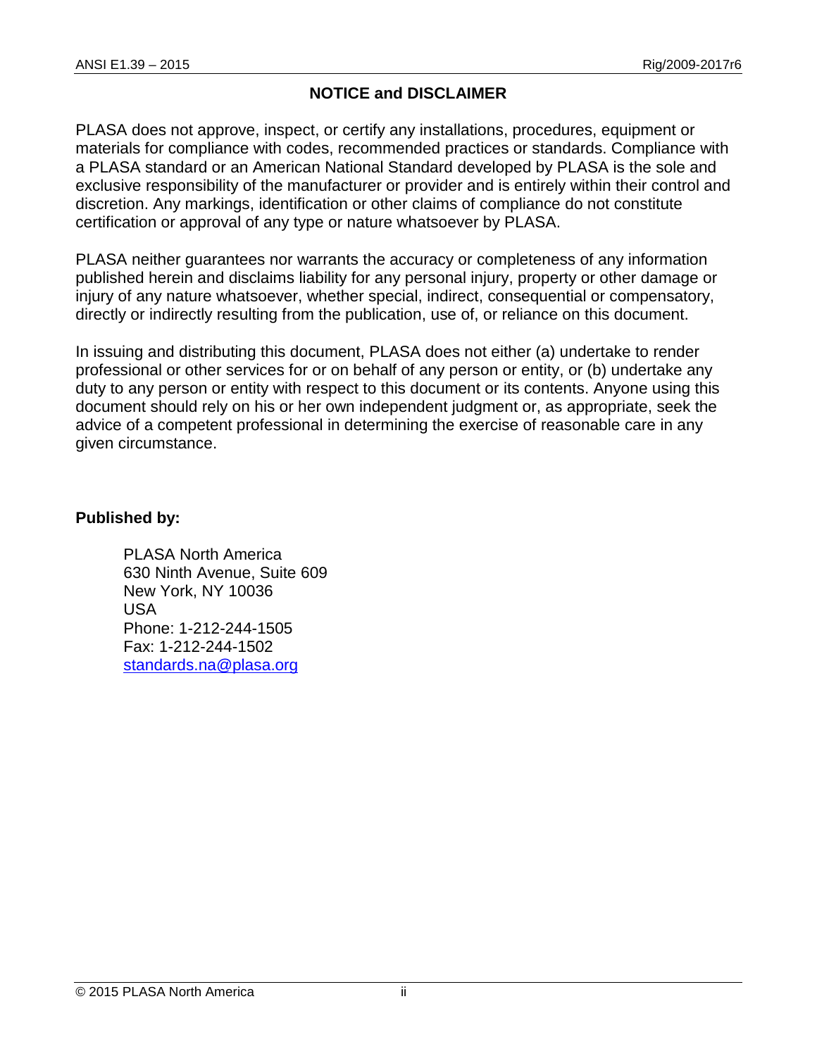## NOTICE and DISCLAIMER

PLASA does not approve, inspect, or certify any installations, procedures, equipment or materials for compliance with codes, recommended practices or standards. Compliance with a PLASA standard or an American National Standard developed by PLASA is the sole and exclusive responsibility of the manufacturer or provider and is entirely within their control and discretion. Any markings, identification or other claims of compliance do not constitute certification or approval of any type or nature whatsoever by PLASA.

PLASA neither guarantees nor warrants the accuracy or completeness of any information published herein and disclaims liability for any personal injury, property or other damage or injury of any nature whatsoever, whether special, indirect, consequential or compensatory, directly or indirectly resulting from the publication, use of, or reliance on this document.

In issuing and distributing this document, PLASA does not either (a) undertake to render professional or other services for or on behalf of any person or entity, or (b) undertake any duty to any person or entity with respect to this document or its contents. Anyone using this document should rely on his or her own independent judgment or, as appropriate, seek the advice of a competent professional in determining the exercise of reasonable care in any given circumstance.

**Published by:**

PLASA North America
630 Ninth Avenue, Suite 609
New York, NY 10036
USA
Phone: 1-212-244-1505
Fax: 1-212-244-1502
standards.na@plasa.org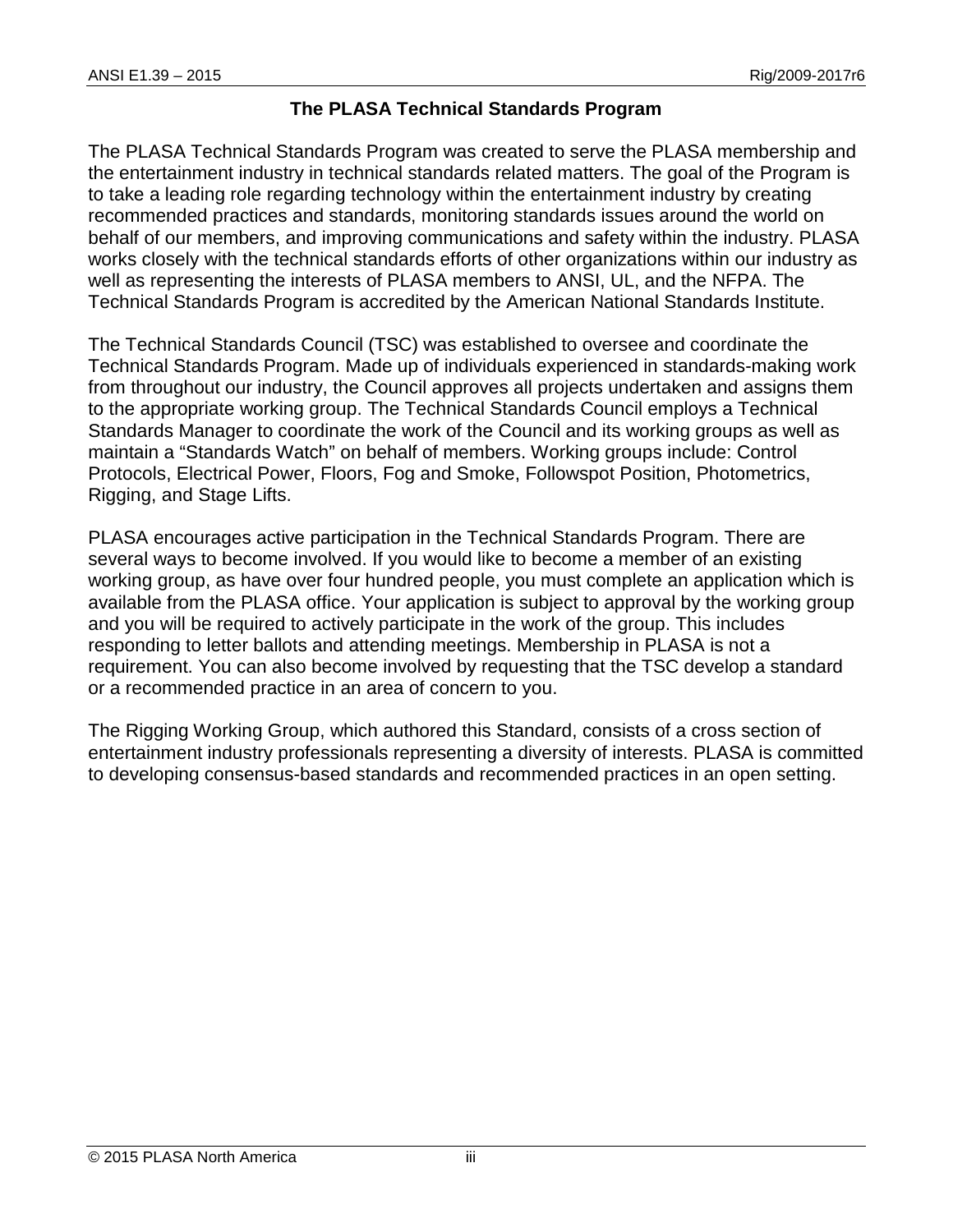## The PLASA Technical Standards Program

The PLASA Technical Standards Program was created to serve the PLASA membership and the entertainment industry in technical standards related matters. The goal of the Program is to take a leading role regarding technology within the entertainment industry by creating recommended practices and standards, monitoring standards issues around the world on behalf of our members, and improving communications and safety within the industry. PLASA works closely with the technical standards efforts of other organizations within our industry as well as representing the interests of PLASA members to ANSI, UL, and the NFPA. The Technical Standards Program is accredited by the American National Standards Institute.

The Technical Standards Council (TSC) was established to oversee and coordinate the Technical Standards Program. Made up of individuals experienced in standards-making work from throughout our industry, the Council approves all projects undertaken and assigns them to the appropriate working group. The Technical Standards Council employs a Technical Standards Manager to coordinate the work of the Council and its working groups as well as maintain a "Standards Watch" on behalf of members. Working groups include: Control Protocols, Electrical Power, Floors, Fog and Smoke, Followspot Position, Photometrics, Rigging, and Stage Lifts.

PLASA encourages active participation in the Technical Standards Program. There are several ways to become involved. If you would like to become a member of an existing working group, as have over four hundred people, you must complete an application which is available from the PLASA office. Your application is subject to approval by the working group and you will be required to actively participate in the work of the group. This includes responding to letter ballots and attending meetings. Membership in PLASA is not a requirement. You can also become involved by requesting that the TSC develop a standard or a recommended practice in an area of concern to you.

The Rigging Working Group, which authored this Standard, consists of a cross section of entertainment industry professionals representing a diversity of interests. PLASA is committed to developing consensus-based standards and recommended practices in an open setting.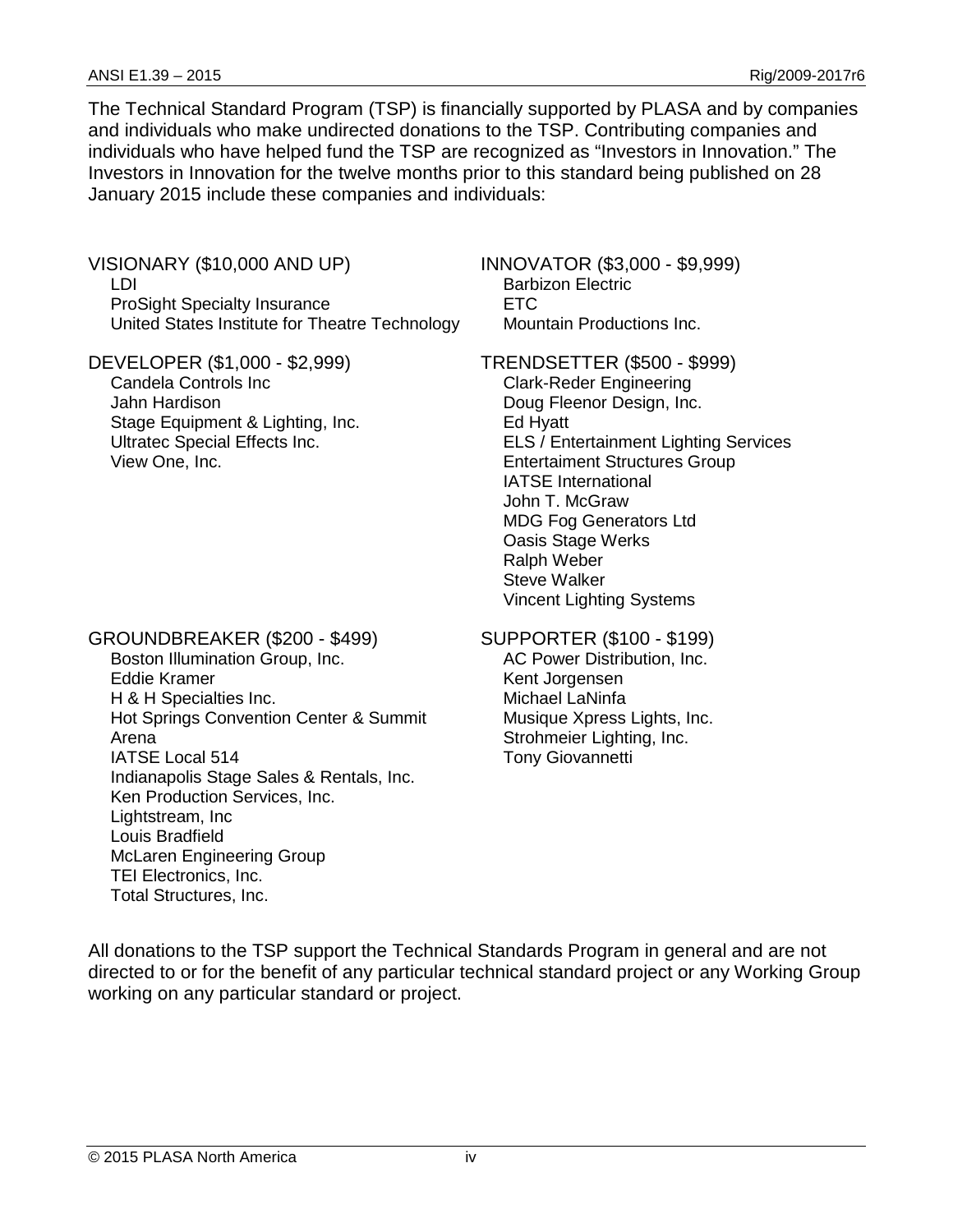The Technical Standard Program (TSP) is financially supported by PLASA and by companies and individuals who make undirected donations to the TSP. Contributing companies and individuals who have helped fund the TSP are recognized as "Investors in Innovation." The Investors in Innovation for the twelve months prior to this standard being published on 28 January 2015 include these companies and individuals:

VISIONARY ($10,000 AND UP)
- LDI
- ProSight Specialty Insurance
- United States Institute for Theatre Technology

INNOVATOR ($3,000 - $9,999)
- Barbizon Electric
- ETC
- Mountain Productions Inc.

DEVELOPER ($1,000 - $2,999)
- Candela Controls Inc
- Jahn Hardison
- Stage Equipment & Lighting, Inc.
- Ultratec Special Effects Inc.
- View One, Inc.

TRENDSETTER ($500 - $999)
- Clark-Reder Engineering
- Doug Fleenor Design, Inc.
- Ed Hyatt
- ELS / Entertainment Lighting Services
- Entertaiment Structures Group
- IATSE International
- John T. McGraw
- MDG Fog Generators Ltd
- Oasis Stage Werks
- Ralph Weber
- Steve Walker
- Vincent Lighting Systems

GROUNDBREAKER ($200 - $499)
- Boston Illumination Group, Inc.
- Eddie Kramer
- H & H Specialties Inc.
- Hot Springs Convention Center & Summit Arena
- IATSE Local 514
- Indianapolis Stage Sales & Rentals, Inc.
- Ken Production Services, Inc.
- Lightstream, Inc
- Louis Bradfield
- McLaren Engineering Group
- TEI Electronics, Inc.
- Total Structures, Inc.

SUPPORTER ($100 - $199)
- AC Power Distribution, Inc.
- Kent Jorgensen
- Michael LaNinfa
- Musique Xpress Lights, Inc.
- Strohmeier Lighting, Inc.
- Tony Giovannetti

All donations to the TSP support the Technical Standards Program in general and are not directed to or for the benefit of any particular technical standard project or any Working Group working on any particular standard or project.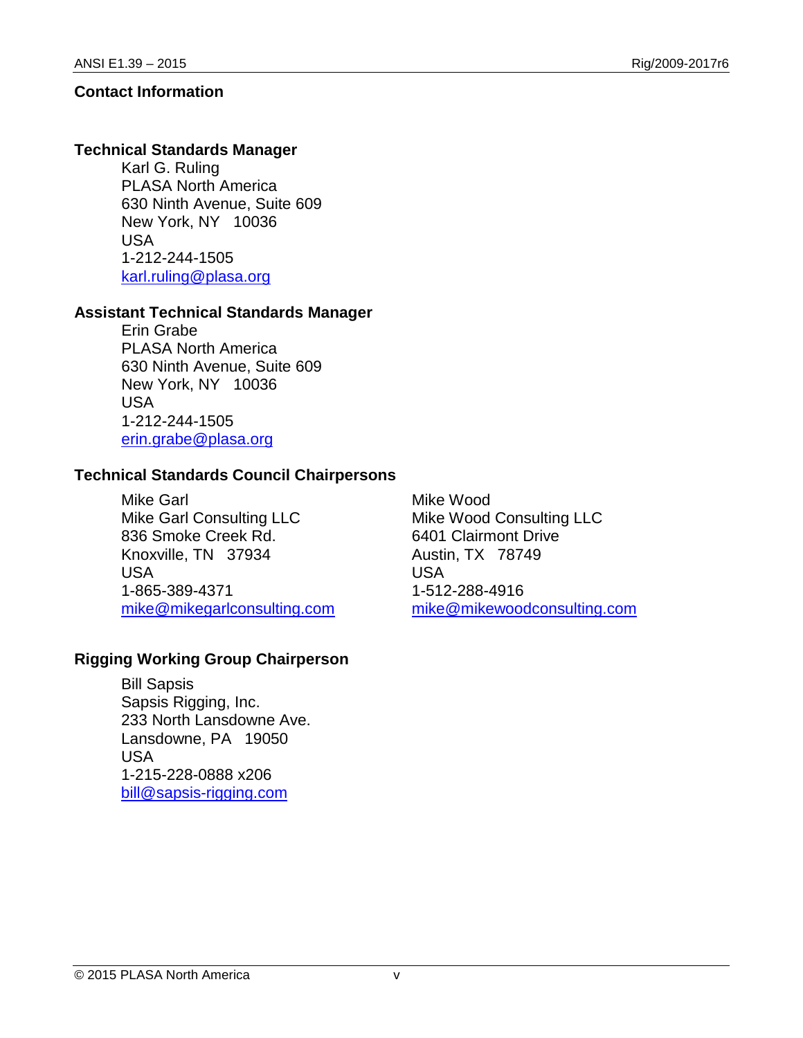## Contact Information

### Technical Standards Manager

Karl G. Ruling
PLASA North America
630 Ninth Avenue, Suite 609
New York, NY 10036
USA
1-212-244-1505
karl.ruling@plasa.org

### Assistant Technical Standards Manager

Erin Grabe
PLASA North America
630 Ninth Avenue, Suite 609
New York, NY 10036
USA
1-212-244-1505
erin.grabe@plasa.org

### Technical Standards Council Chairpersons

Mike Garl
Mike Garl Consulting LLC
836 Smoke Creek Rd.
Knoxville, TN 37934
USA
1-865-389-4371
mike@mikegarlconsulting.com

Mike Wood
Mike Wood Consulting LLC
6401 Clairmont Drive
Austin, TX 78749
USA
1-512-288-4916
mike@mikewoodconsulting.com

### Rigging Working Group Chairperson

Bill Sapsis
Sapsis Rigging, Inc.
233 North Lansdowne Ave.
Lansdowne, PA 19050
USA
1-215-228-0888 x206
bill@sapsis-rigging.com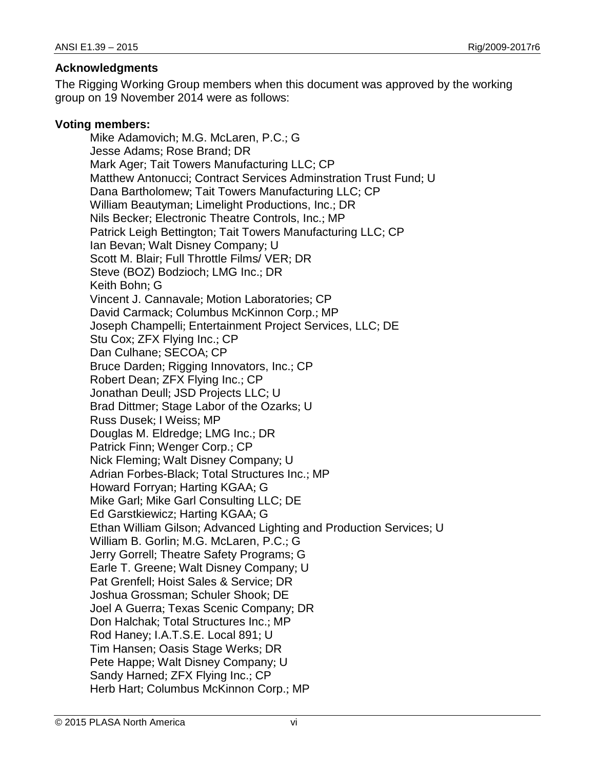**Acknowledgments**

The Rigging Working Group members when this document was approved by the working group on 19 November 2014 were as follows:

**Voting members:**

Mike Adamovich; M.G. McLaren, P.C.; G
Jesse Adams; Rose Brand; DR
Mark Ager; Tait Towers Manufacturing LLC; CP
Matthew Antonucci; Contract Services Adminstration Trust Fund; U
Dana Bartholomew; Tait Towers Manufacturing LLC; CP
William Beautyman; Limelight Productions, Inc.; DR
Nils Becker; Electronic Theatre Controls, Inc.; MP
Patrick Leigh Bettington; Tait Towers Manufacturing LLC; CP
Ian Bevan; Walt Disney Company; U
Scott M. Blair; Full Throttle Films/ VER; DR
Steve (BOZ) Bodzioch; LMG Inc.; DR
Keith Bohn; G
Vincent J. Cannavale; Motion Laboratories; CP
David Carmack; Columbus McKinnon Corp.; MP
Joseph Champelli; Entertainment Project Services, LLC; DE
Stu Cox; ZFX Flying Inc.; CP
Dan Culhane; SECOA; CP
Bruce Darden; Rigging Innovators, Inc.; CP
Robert Dean; ZFX Flying Inc.; CP
Jonathan Deull; JSD Projects LLC; U
Brad Dittmer; Stage Labor of the Ozarks; U
Russ Dusek; I Weiss; MP
Douglas M. Eldredge; LMG Inc.; DR
Patrick Finn; Wenger Corp.; CP
Nick Fleming; Walt Disney Company; U
Adrian Forbes-Black; Total Structures Inc.; MP
Howard Forryan; Harting KGAA; G
Mike Garl; Mike Garl Consulting LLC; DE
Ed Garstkiewicz; Harting KGAA; G
Ethan William Gilson; Advanced Lighting and Production Services; U
William B. Gorlin; M.G. McLaren, P.C.; G
Jerry Gorrell; Theatre Safety Programs; G
Earle T. Greene; Walt Disney Company; U
Pat Grenfell; Hoist Sales & Service; DR
Joshua Grossman; Schuler Shook; DE
Joel A Guerra; Texas Scenic Company; DR
Don Halchak; Total Structures Inc.; MP
Rod Haney; I.A.T.S.E. Local 891; U
Tim Hansen; Oasis Stage Werks; DR
Pete Happe; Walt Disney Company; U
Sandy Harned; ZFX Flying Inc.; CP
Herb Hart; Columbus McKinnon Corp.; MP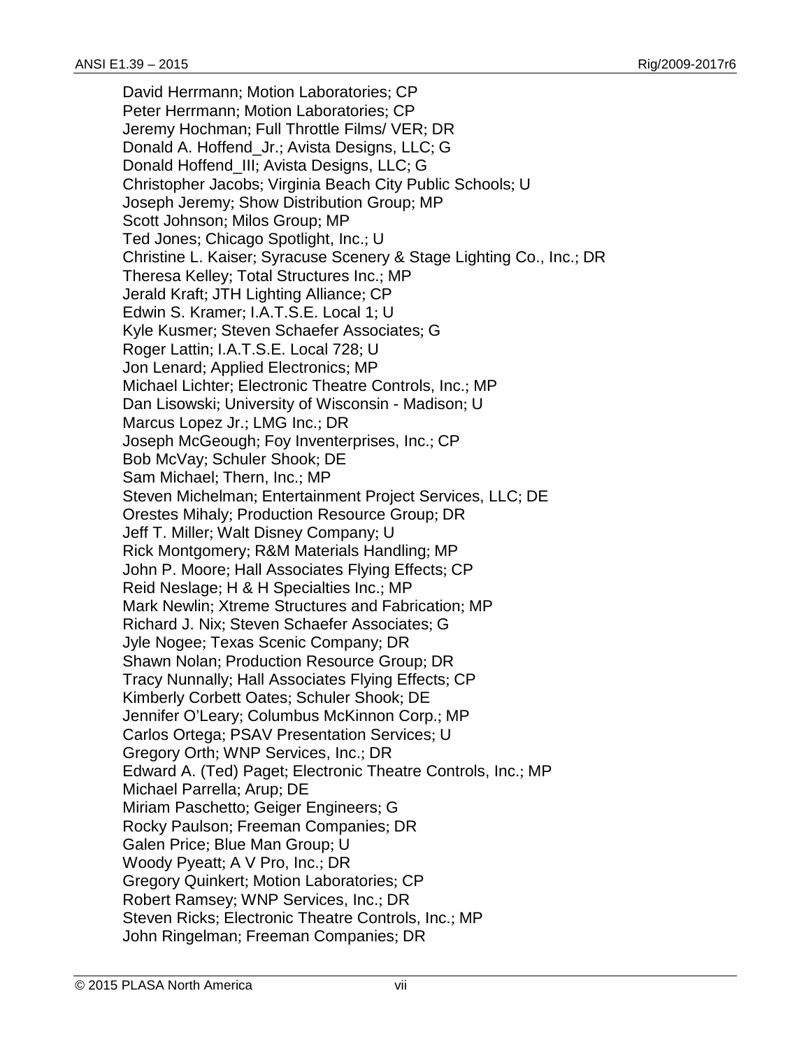David Herrmann; Motion Laboratories; CP
Peter Herrmann; Motion Laboratories; CP
Jeremy Hochman; Full Throttle Films/ VER; DR
Donald A. Hoffend_Jr.; Avista Designs, LLC; G
Donald Hoffend_III; Avista Designs, LLC; G
Christopher Jacobs; Virginia Beach City Public Schools; U
Joseph Jeremy; Show Distribution Group; MP
Scott Johnson; Milos Group; MP
Ted Jones; Chicago Spotlight, Inc.; U
Christine L. Kaiser; Syracuse Scenery & Stage Lighting Co., Inc.; DR
Theresa Kelley; Total Structures Inc.; MP
Jerald Kraft; JTH Lighting Alliance; CP
Edwin S. Kramer; I.A.T.S.E. Local 1; U
Kyle Kusmer; Steven Schaefer Associates; G
Roger Lattin; I.A.T.S.E. Local 728; U
Jon Lenard; Applied Electronics; MP
Michael Lichter; Electronic Theatre Controls, Inc.; MP
Dan Lisowski; University of Wisconsin - Madison; U
Marcus Lopez Jr.; LMG Inc.; DR
Joseph McGeough; Foy Inventerprises, Inc.; CP
Bob McVay; Schuler Shook; DE
Sam Michael; Thern, Inc.; MP
Steven Michelman; Entertainment Project Services, LLC; DE
Orestes Mihaly; Production Resource Group; DR
Jeff T. Miller; Walt Disney Company; U
Rick Montgomery; R&M Materials Handling; MP
John P. Moore; Hall Associates Flying Effects; CP
Reid Neslage; H & H Specialties Inc.; MP
Mark Newlin; Xtreme Structures and Fabrication; MP
Richard J. Nix; Steven Schaefer Associates; G
Jyle Nogee; Texas Scenic Company; DR
Shawn Nolan; Production Resource Group; DR
Tracy Nunnally; Hall Associates Flying Effects; CP
Kimberly Corbett Oates; Schuler Shook; DE
Jennifer O'Leary; Columbus McKinnon Corp.; MP
Carlos Ortega; PSAV Presentation Services; U
Gregory Orth; WNP Services, Inc.; DR
Edward A. (Ted) Paget; Electronic Theatre Controls, Inc.; MP
Michael Parrella; Arup; DE
Miriam Paschetto; Geiger Engineers; G
Rocky Paulson; Freeman Companies; DR
Galen Price; Blue Man Group; U
Woody Pyeatt; A V Pro, Inc.; DR
Gregory Quinkert; Motion Laboratories; CP
Robert Ramsey; WNP Services, Inc.; DR
Steven Ricks; Electronic Theatre Controls, Inc.; MP
John Ringelman; Freeman Companies; DR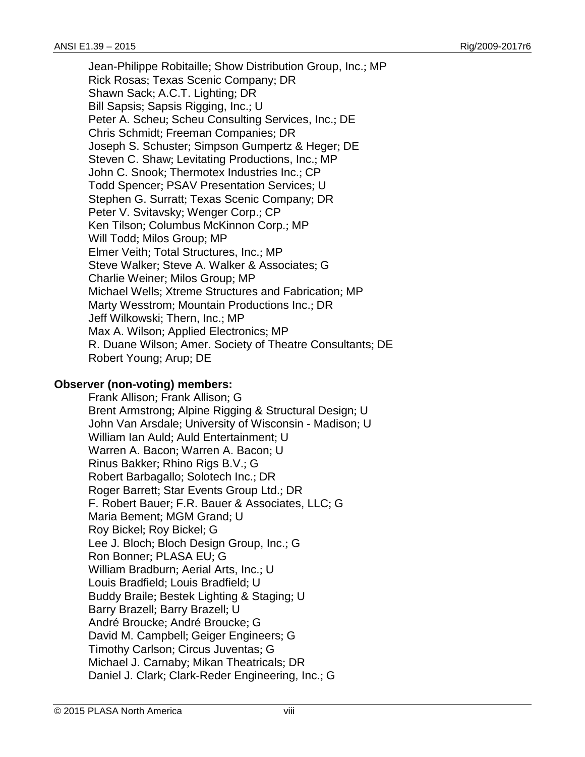Jean-Philippe Robitaille; Show Distribution Group, Inc.; MP
Rick Rosas; Texas Scenic Company; DR
Shawn Sack; A.C.T. Lighting; DR
Bill Sapsis; Sapsis Rigging, Inc.; U
Peter A. Scheu; Scheu Consulting Services, Inc.; DE
Chris Schmidt; Freeman Companies; DR
Joseph S. Schuster; Simpson Gumpertz & Heger; DE
Steven C. Shaw; Levitating Productions, Inc.; MP
John C. Snook; Thermotex Industries Inc.; CP
Todd Spencer; PSAV Presentation Services; U
Stephen G. Surratt; Texas Scenic Company; DR
Peter V. Svitavsky; Wenger Corp.; CP
Ken Tilson; Columbus McKinnon Corp.; MP
Will Todd; Milos Group; MP
Elmer Veith; Total Structures, Inc.; MP
Steve Walker; Steve A. Walker & Associates; G
Charlie Weiner; Milos Group; MP
Michael Wells; Xtreme Structures and Fabrication; MP
Marty Wesstrom; Mountain Productions Inc.; DR
Jeff Wilkowski; Thern, Inc.; MP
Max A. Wilson; Applied Electronics; MP
R. Duane Wilson; Amer. Society of Theatre Consultants; DE
Robert Young; Arup; DE

**Observer (non-voting) members:**

Frank Allison; Frank Allison; G
Brent Armstrong; Alpine Rigging & Structural Design; U
John Van Arsdale; University of Wisconsin - Madison; U
William Ian Auld; Auld Entertainment; U
Warren A. Bacon; Warren A. Bacon; U
Rinus Bakker; Rhino Rigs B.V.; G
Robert Barbagallo; Solotech Inc.; DR
Roger Barrett; Star Events Group Ltd.; DR
F. Robert Bauer; F.R. Bauer & Associates, LLC; G
Maria Bement; MGM Grand; U
Roy Bickel; Roy Bickel; G
Lee J. Bloch; Bloch Design Group, Inc.; G
Ron Bonner; PLASA EU; G
William Bradburn; Aerial Arts, Inc.; U
Louis Bradfield; Louis Bradfield; U
Buddy Braile; Bestek Lighting & Staging; U
Barry Brazell; Barry Brazell; U
André Broucke; André Broucke; G
David M. Campbell; Geiger Engineers; G
Timothy Carlson; Circus Juventas; G
Michael J. Carnaby; Mikan Theatricals; DR
Daniel J. Clark; Clark-Reder Engineering, Inc.; G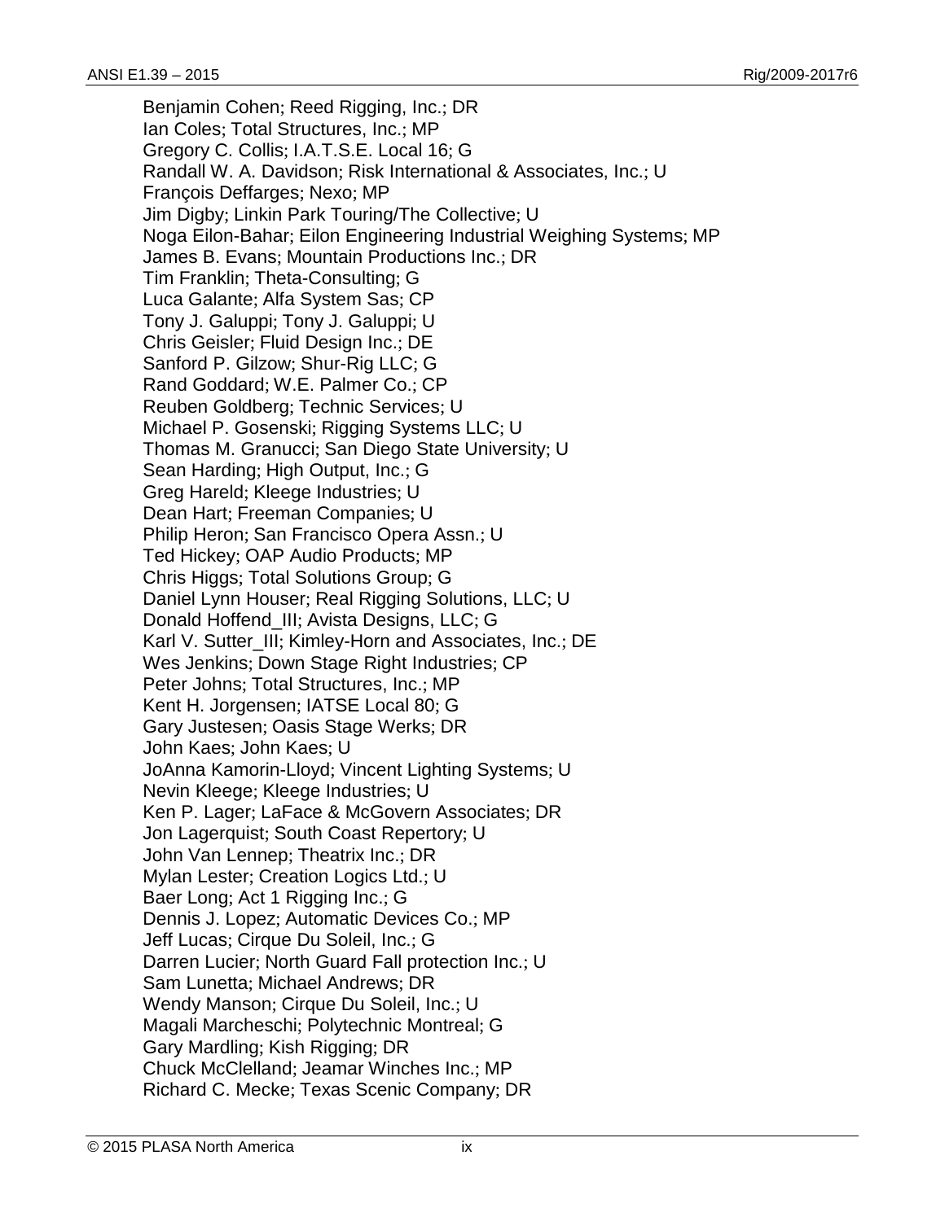Benjamin Cohen; Reed Rigging, Inc.; DR
Ian Coles; Total Structures, Inc.; MP
Gregory C. Collis; I.A.T.S.E. Local 16; G
Randall W. A. Davidson; Risk International & Associates, Inc.; U
François Deffarges; Nexo; MP
Jim Digby; Linkin Park Touring/The Collective; U
Noga Eilon-Bahar; Eilon Engineering Industrial Weighing Systems; MP
James B. Evans; Mountain Productions Inc.; DR
Tim Franklin; Theta-Consulting; G
Luca Galante; Alfa System Sas; CP
Tony J. Galuppi; Tony J. Galuppi; U
Chris Geisler; Fluid Design Inc.; DE
Sanford P. Gilzow; Shur-Rig LLC; G
Rand Goddard; W.E. Palmer Co.; CP
Reuben Goldberg; Technic Services; U
Michael P. Gosenski; Rigging Systems LLC; U
Thomas M. Granucci; San Diego State University; U
Sean Harding; High Output, Inc.; G
Greg Hareld; Kleege Industries; U
Dean Hart; Freeman Companies; U
Philip Heron; San Francisco Opera Assn.; U
Ted Hickey; OAP Audio Products; MP
Chris Higgs; Total Solutions Group; G
Daniel Lynn Houser; Real Rigging Solutions, LLC; U
Donald Hoffend_III; Avista Designs, LLC; G
Karl V. Sutter_III; Kimley-Horn and Associates, Inc.; DE
Wes Jenkins; Down Stage Right Industries; CP
Peter Johns; Total Structures, Inc.; MP
Kent H. Jorgensen; IATSE Local 80; G
Gary Justesen; Oasis Stage Werks; DR
John Kaes; John Kaes; U
JoAnna Kamorin-Lloyd; Vincent Lighting Systems; U
Nevin Kleege; Kleege Industries; U
Ken P. Lager; LaFace & McGovern Associates; DR
Jon Lagerquist; South Coast Repertory; U
John Van Lennep; Theatrix Inc.; DR
Mylan Lester; Creation Logics Ltd.; U
Baer Long; Act 1 Rigging Inc.; G
Dennis J. Lopez; Automatic Devices Co.; MP
Jeff Lucas; Cirque Du Soleil, Inc.; G
Darren Lucier; North Guard Fall protection Inc.; U
Sam Lunetta; Michael Andrews; DR
Wendy Manson; Cirque Du Soleil, Inc.; U
Magali Marcheschi; Polytechnic Montreal; G
Gary Mardling; Kish Rigging; DR
Chuck McClelland; Jeamar Winches Inc.; MP
Richard C. Mecke; Texas Scenic Company; DR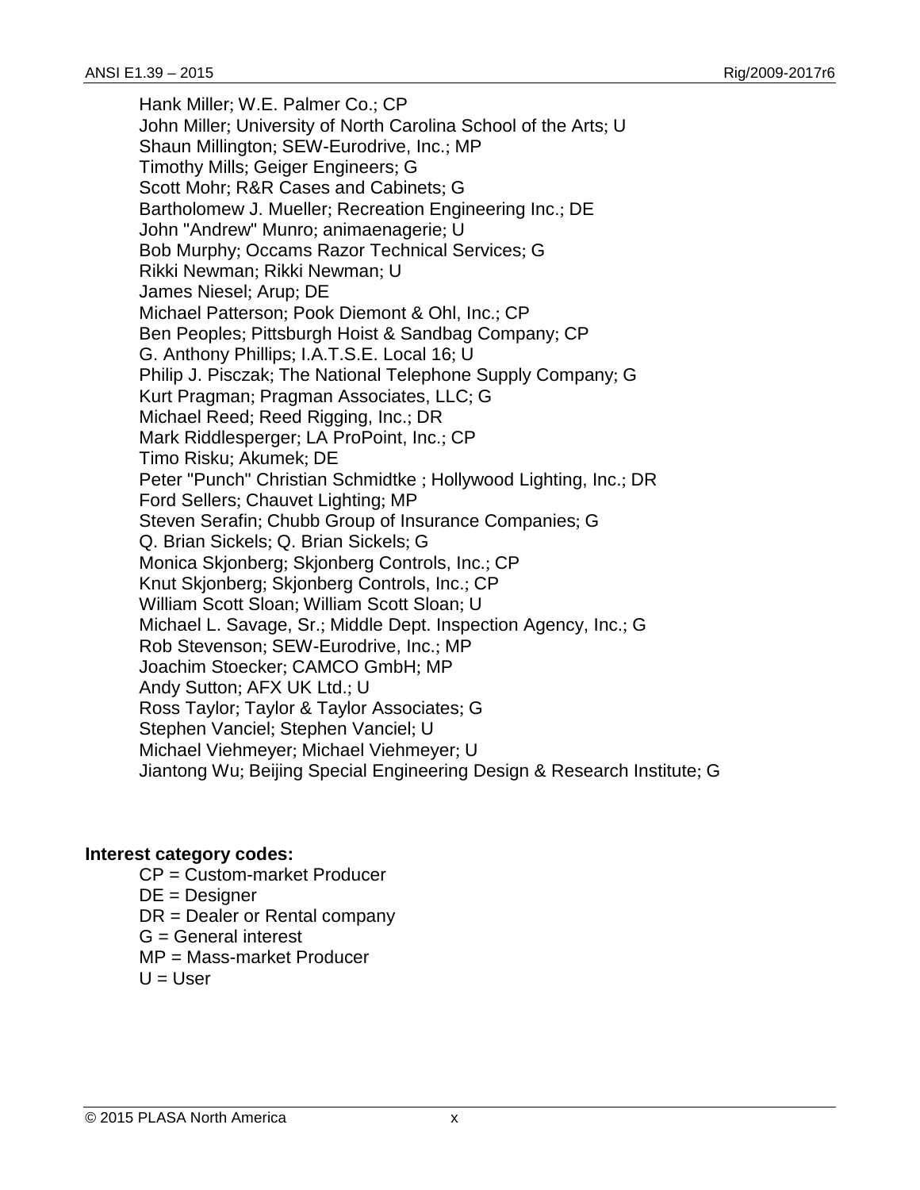Hank Miller; W.E. Palmer Co.; CP
John Miller; University of North Carolina School of the Arts; U
Shaun Millington; SEW-Eurodrive, Inc.; MP
Timothy Mills; Geiger Engineers; G
Scott Mohr; R&R Cases and Cabinets; G
Bartholomew J. Mueller; Recreation Engineering Inc.; DE
John "Andrew" Munro; animaenagerie; U
Bob Murphy; Occams Razor Technical Services; G
Rikki Newman; Rikki Newman; U
James Niesel; Arup; DE
Michael Patterson; Pook Diemont & Ohl, Inc.; CP
Ben Peoples; Pittsburgh Hoist & Sandbag Company; CP
G. Anthony Phillips; I.A.T.S.E. Local 16; U
Philip J. Pisczak; The National Telephone Supply Company; G
Kurt Pragman; Pragman Associates, LLC; G
Michael Reed; Reed Rigging, Inc.; DR
Mark Riddlesperger; LA ProPoint, Inc.; CP
Timo Risku; Akumek; DE
Peter "Punch" Christian Schmidtke ; Hollywood Lighting, Inc.; DR
Ford Sellers; Chauvet Lighting; MP
Steven Serafin; Chubb Group of Insurance Companies; G
Q. Brian Sickels; Q. Brian Sickels; G
Monica Skjonberg; Skjonberg Controls, Inc.; CP
Knut Skjonberg; Skjonberg Controls, Inc.; CP
William Scott Sloan; William Scott Sloan; U
Michael L. Savage, Sr.; Middle Dept. Inspection Agency, Inc.; G
Rob Stevenson; SEW-Eurodrive, Inc.; MP
Joachim Stoecker; CAMCO GmbH; MP
Andy Sutton; AFX UK Ltd.; U
Ross Taylor; Taylor & Taylor Associates; G
Stephen Vanciel; Stephen Vanciel; U
Michael Viehmeyer; Michael Viehmeyer; U
Jiantong Wu; Beijing Special Engineering Design & Research Institute; G

**Interest category codes:**

CP = Custom-market Producer
DE = Designer
DR = Dealer or Rental company
G = General interest
MP = Mass-market Producer
U = User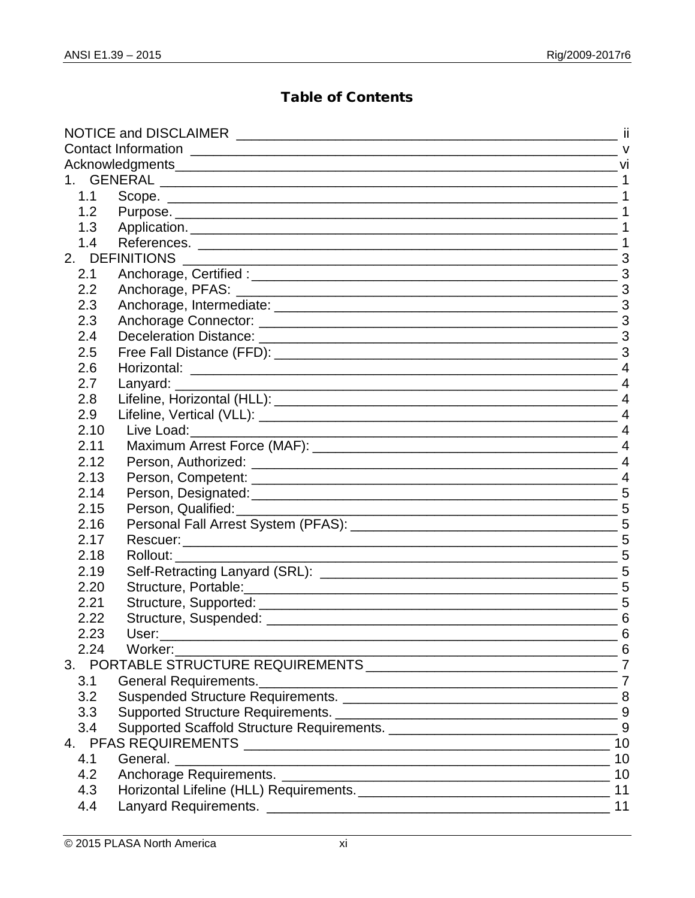## Table of Contents

NOTICE and DISCLAIMER ____ ii
Contact Information ____ v
Acknowledgments ____ vi
1. GENERAL ____ 1
- 1.1 Scope. ____ 1
- 1.2 Purpose. ____ 1
- 1.3 Application. ____ 1
- 1.4 References. ____ 1

2. DEFINITIONS ____ 3
- 2.1 Anchorage, Certified : ____ 3
- 2.2 Anchorage, PFAS: ____ 3
- 2.3 Anchorage, Intermediate: ____ 3
- 2.3 Anchorage Connector: ____ 3
- 2.4 Deceleration Distance: ____ 3
- 2.5 Free Fall Distance (FFD): ____ 3
- 2.6 Horizontal: ____ 4
- 2.7 Lanyard: ____ 4
- 2.8 Lifeline, Horizontal (HLL): ____ 4
- 2.9 Lifeline, Vertical (VLL): ____ 4
- 2.10 Live Load: ____ 4
- 2.11 Maximum Arrest Force (MAF): ____ 4
- 2.12 Person, Authorized: ____ 4
- 2.13 Person, Competent: ____ 4
- 2.14 Person, Designated: ____ 5
- 2.15 Person, Qualified: ____ 5
- 2.16 Personal Fall Arrest System (PFAS): ____ 5
- 2.17 Rescuer: ____ 5
- 2.18 Rollout: ____ 5
- 2.19 Self-Retracting Lanyard (SRL): ____ 5
- 2.20 Structure, Portable: ____ 5
- 2.21 Structure, Supported: ____ 5
- 2.22 Structure, Suspended: ____ 6
- 2.23 User: ____ 6
- 2.24 Worker: ____ 6

3. PORTABLE STRUCTURE REQUIREMENTS ____ 7
- 3.1 General Requirements. ____ 7
- 3.2 Suspended Structure Requirements. ____ 8
- 3.3 Supported Structure Requirements. ____ 9
- 3.4 Supported Scaffold Structure Requirements. ____ 9

4. PFAS REQUIREMENTS ____ 10
- 4.1 General. ____ 10
- 4.2 Anchorage Requirements. ____ 10
- 4.3 Horizontal Lifeline (HLL) Requirements. ____ 11
- 4.4 Lanyard Requirements. ____ 11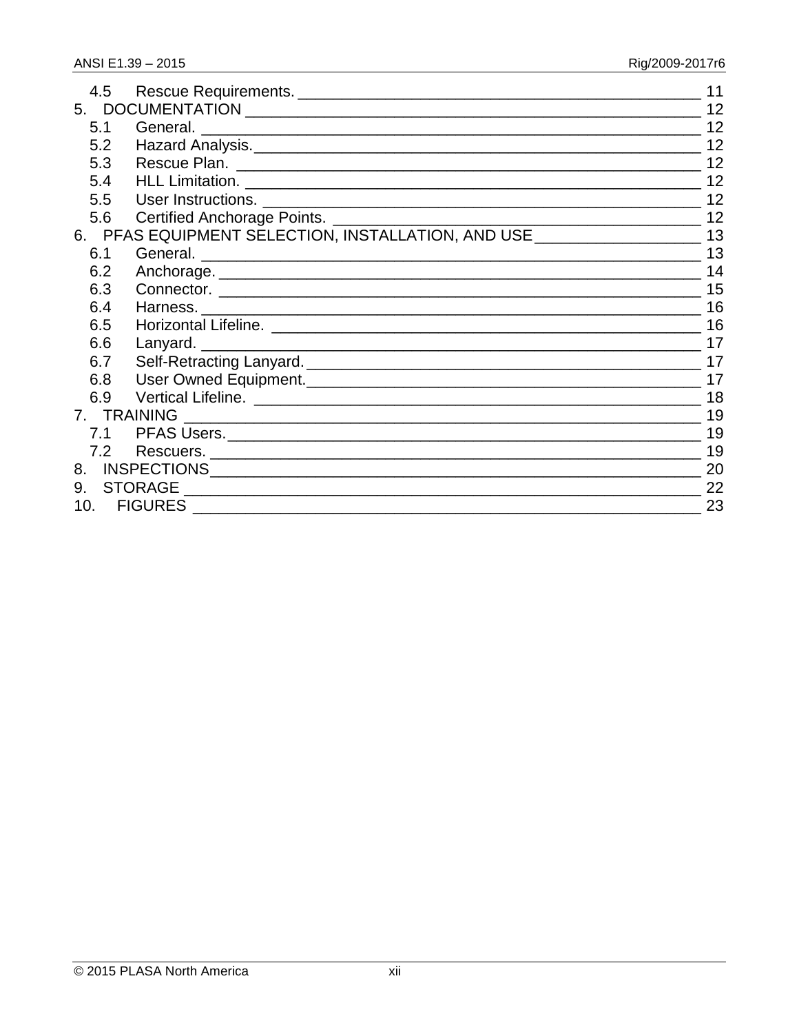| | |
|---|---|
| 4.5 Rescue Requirements. | 11 |
| 5. DOCUMENTATION | 12 |
| 5.1 General. | 12 |
| 5.2 Hazard Analysis. | 12 |
| 5.3 Rescue Plan. | 12 |
| 5.4 HLL Limitation. | 12 |
| 5.5 User Instructions. | 12 |
| 5.6 Certified Anchorage Points. | 12 |
| 6. PFAS EQUIPMENT SELECTION, INSTALLATION, AND USE | 13 |
| 6.1 General. | 13 |
| 6.2 Anchorage. | 14 |
| 6.3 Connector. | 15 |
| 6.4 Harness. | 16 |
| 6.5 Horizontal Lifeline. | 16 |
| 6.6 Lanyard. | 17 |
| 6.7 Self-Retracting Lanyard. | 17 |
| 6.8 User Owned Equipment. | 17 |
| 6.9 Vertical Lifeline. | 18 |
| 7. TRAINING | 19 |
| 7.1 PFAS Users. | 19 |
| 7.2 Rescuers. | 19 |
| 8. INSPECTIONS | 20 |
| 9. STORAGE | 22 |
| 10. FIGURES | 23 |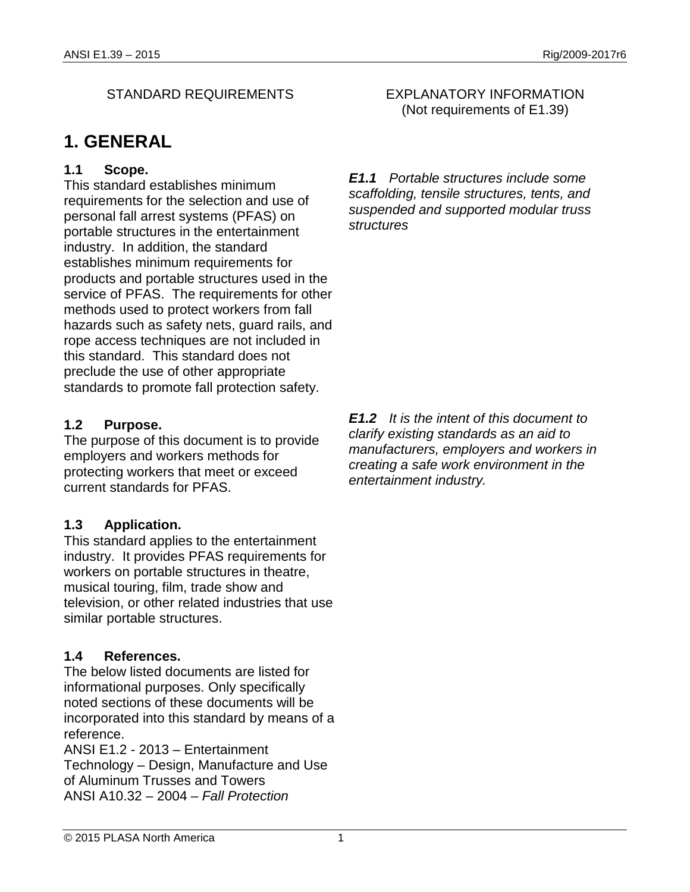STANDARD REQUIREMENTS

EXPLANATORY INFORMATION
(Not requirements of E1.39)

# 1. GENERAL

### 1.1 Scope.

This standard establishes minimum requirements for the selection and use of personal fall arrest systems (PFAS) on portable structures in the entertainment industry. In addition, the standard establishes minimum requirements for products and portable structures used in the service of PFAS. The requirements for other methods used to protect workers from fall hazards such as safety nets, guard rails, and rope access techniques are not included in this standard. This standard does not preclude the use of other appropriate standards to promote fall protection safety.

***E1.1*** *Portable structures include some scaffolding, tensile structures, tents, and suspended and supported modular truss structures*

### 1.2 Purpose.

The purpose of this document is to provide employers and workers methods for protecting workers that meet or exceed current standards for PFAS.

***E1.2*** *It is the intent of this document to clarify existing standards as an aid to manufacturers, employers and workers in creating a safe work environment in the entertainment industry.*

### 1.3 Application.

This standard applies to the entertainment industry. It provides PFAS requirements for workers on portable structures in theatre, musical touring, film, trade show and television, or other related industries that use similar portable structures.

### 1.4 References.

The below listed documents are listed for informational purposes. Only specifically noted sections of these documents will be incorporated into this standard by means of a reference.

ANSI E1.2 - 2013 – Entertainment Technology – Design, Manufacture and Use of Aluminum Trusses and Towers

ANSI A10.32 – 2004 – *Fall Protection*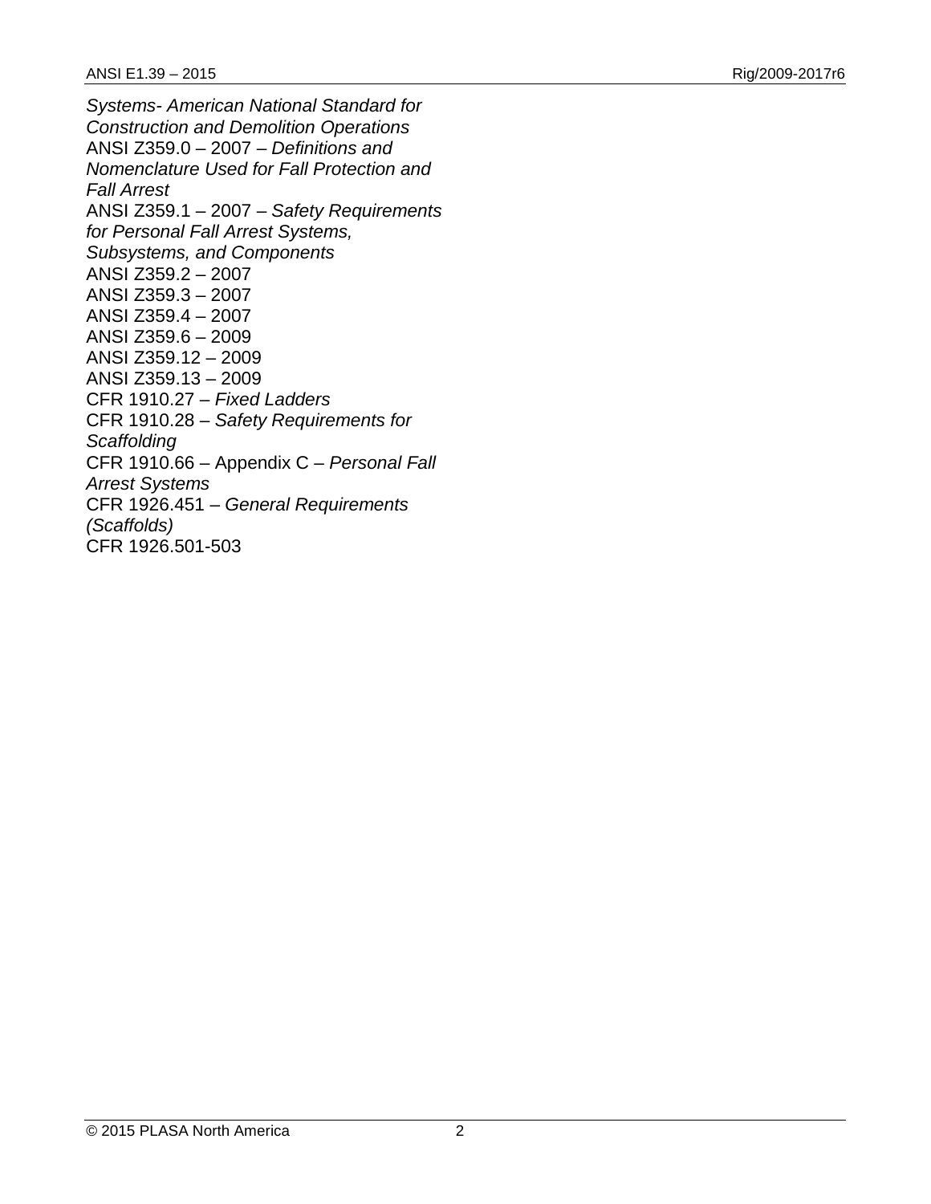*Systems- American National Standard for Construction and Demolition Operations*
ANSI Z359.0 – 2007 – *Definitions and Nomenclature Used for Fall Protection and Fall Arrest*
ANSI Z359.1 – 2007 – *Safety Requirements for Personal Fall Arrest Systems, Subsystems, and Components*
ANSI Z359.2 – 2007
ANSI Z359.3 – 2007
ANSI Z359.4 – 2007
ANSI Z359.6 – 2009
ANSI Z359.12 – 2009
ANSI Z359.13 – 2009
CFR 1910.27 – *Fixed Ladders*
CFR 1910.28 – *Safety Requirements for Scaffolding*
CFR 1910.66 – Appendix C – *Personal Fall Arrest Systems*
CFR 1926.451 – *General Requirements (Scaffolds)*
CFR 1926.501-503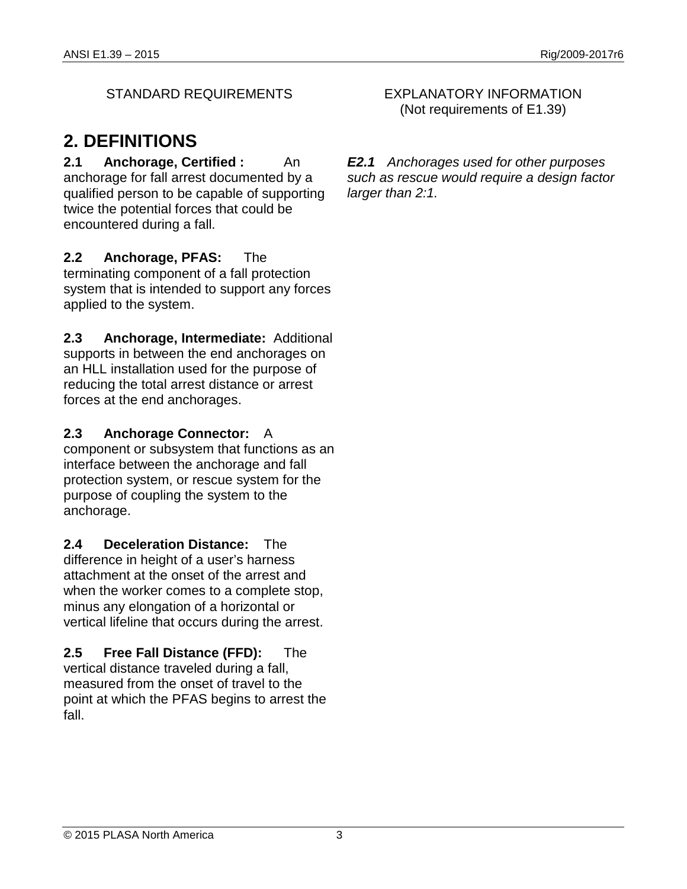STANDARD REQUIREMENTS

EXPLANATORY INFORMATION
(Not requirements of E1.39)

# 2. DEFINITIONS

**2.1 Anchorage, Certified :** An anchorage for fall arrest documented by a qualified person to be capable of supporting twice the potential forces that could be encountered during a fall.

***E2.1*** *Anchorages used for other purposes such as rescue would require a design factor larger than 2:1.*

**2.2 Anchorage, PFAS:** The terminating component of a fall protection system that is intended to support any forces applied to the system.

**2.3 Anchorage, Intermediate:** Additional supports in between the end anchorages on an HLL installation used for the purpose of reducing the total arrest distance or arrest forces at the end anchorages.

**2.3 Anchorage Connector:** A component or subsystem that functions as an interface between the anchorage and fall protection system, or rescue system for the purpose of coupling the system to the anchorage.

**2.4 Deceleration Distance:** The difference in height of a user's harness attachment at the onset of the arrest and when the worker comes to a complete stop, minus any elongation of a horizontal or vertical lifeline that occurs during the arrest.

**2.5 Free Fall Distance (FFD):** The vertical distance traveled during a fall, measured from the onset of travel to the point at which the PFAS begins to arrest the fall.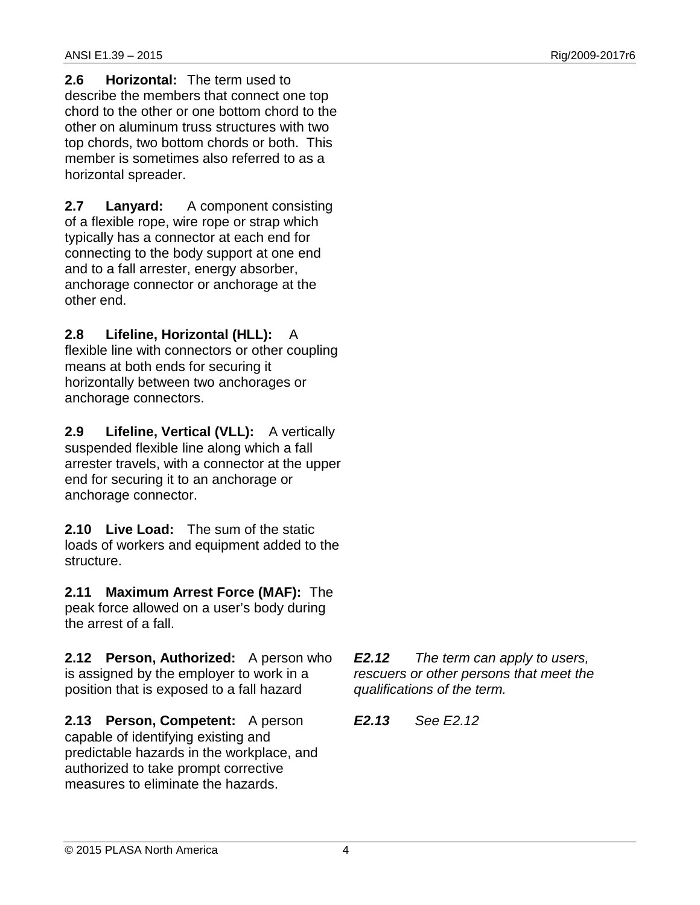**2.6 Horizontal:** The term used to describe the members that connect one top chord to the other or one bottom chord to the other on aluminum truss structures with two top chords, two bottom chords or both. This member is sometimes also referred to as a horizontal spreader.

**2.7 Lanyard:** A component consisting of a flexible rope, wire rope or strap which typically has a connector at each end for connecting to the body support at one end and to a fall arrester, energy absorber, anchorage connector or anchorage at the other end.

**2.8 Lifeline, Horizontal (HLL):** A flexible line with connectors or other coupling means at both ends for securing it horizontally between two anchorages or anchorage connectors.

**2.9 Lifeline, Vertical (VLL):** A vertically suspended flexible line along which a fall arrester travels, with a connector at the upper end for securing it to an anchorage or anchorage connector.

**2.10 Live Load:** The sum of the static loads of workers and equipment added to the structure.

**2.11 Maximum Arrest Force (MAF):** The peak force allowed on a user's body during the arrest of a fall.

**2.12 Person, Authorized:** A person who is assigned by the employer to work in a position that is exposed to a fall hazard

***E2.12*** *The term can apply to users, rescuers or other persons that meet the qualifications of the term.*

**2.13 Person, Competent:** A person capable of identifying existing and predictable hazards in the workplace, and authorized to take prompt corrective measures to eliminate the hazards.

***E2.13*** *See E2.12*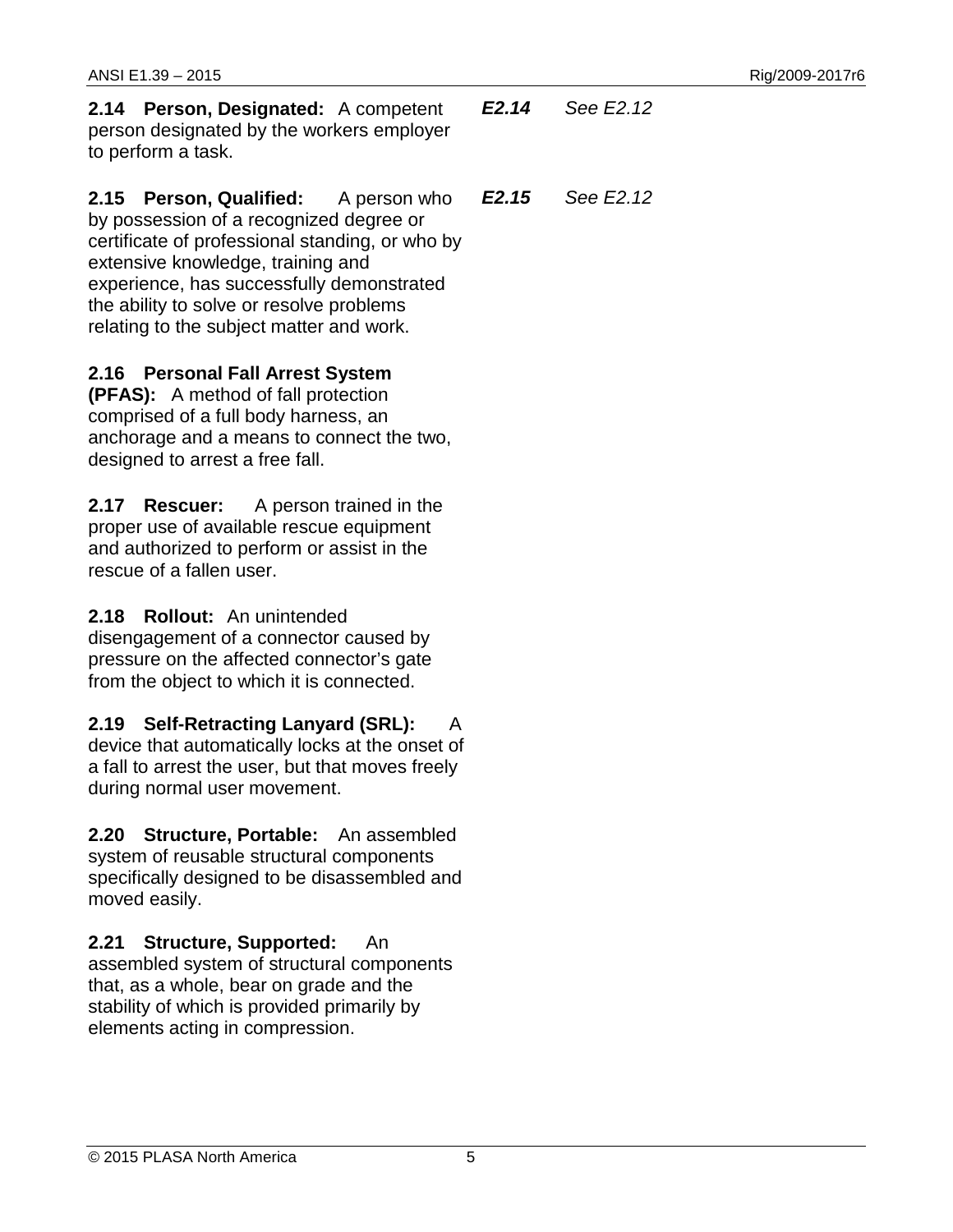**2.14 Person, Designated:** A competent person designated by the workers employer to perform a task.

***E2.14*** *See E2.12*

**2.15 Person, Qualified:** A person who by possession of a recognized degree or certificate of professional standing, or who by extensive knowledge, training and experience, has successfully demonstrated the ability to solve or resolve problems relating to the subject matter and work.

***E2.15*** *See E2.12*

**2.16 Personal Fall Arrest System (PFAS):** A method of fall protection comprised of a full body harness, an anchorage and a means to connect the two, designed to arrest a free fall.

**2.17 Rescuer:** A person trained in the proper use of available rescue equipment and authorized to perform or assist in the rescue of a fallen user.

**2.18 Rollout:** An unintended disengagement of a connector caused by pressure on the affected connector's gate from the object to which it is connected.

**2.19 Self-Retracting Lanyard (SRL):** A device that automatically locks at the onset of a fall to arrest the user, but that moves freely during normal user movement.

**2.20 Structure, Portable:** An assembled system of reusable structural components specifically designed to be disassembled and moved easily.

**2.21 Structure, Supported:** An assembled system of structural components that, as a whole, bear on grade and the stability of which is provided primarily by elements acting in compression.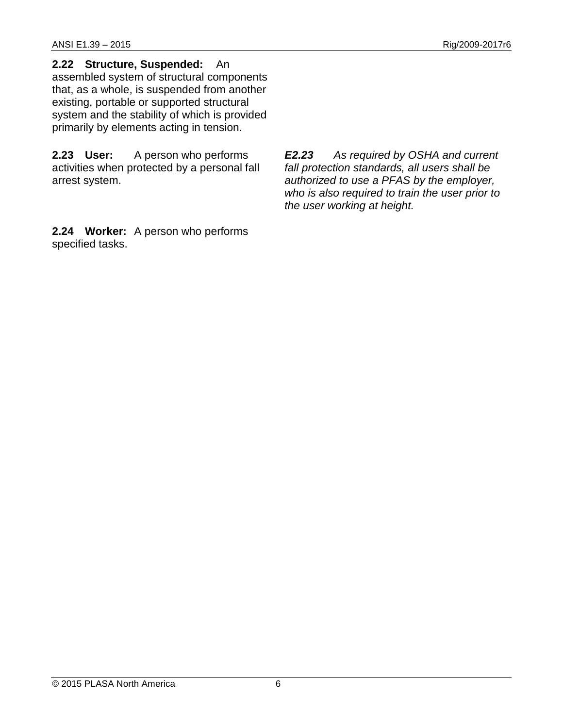**2.22 Structure, Suspended:** An assembled system of structural components that, as a whole, is suspended from another existing, portable or supported structural system and the stability of which is provided primarily by elements acting in tension.

**2.23 User:** A person who performs activities when protected by a personal fall arrest system.

***E2.23*** *As required by OSHA and current fall protection standards, all users shall be authorized to use a PFAS by the employer, who is also required to train the user prior to the user working at height.*

**2.24 Worker:** A person who performs specified tasks.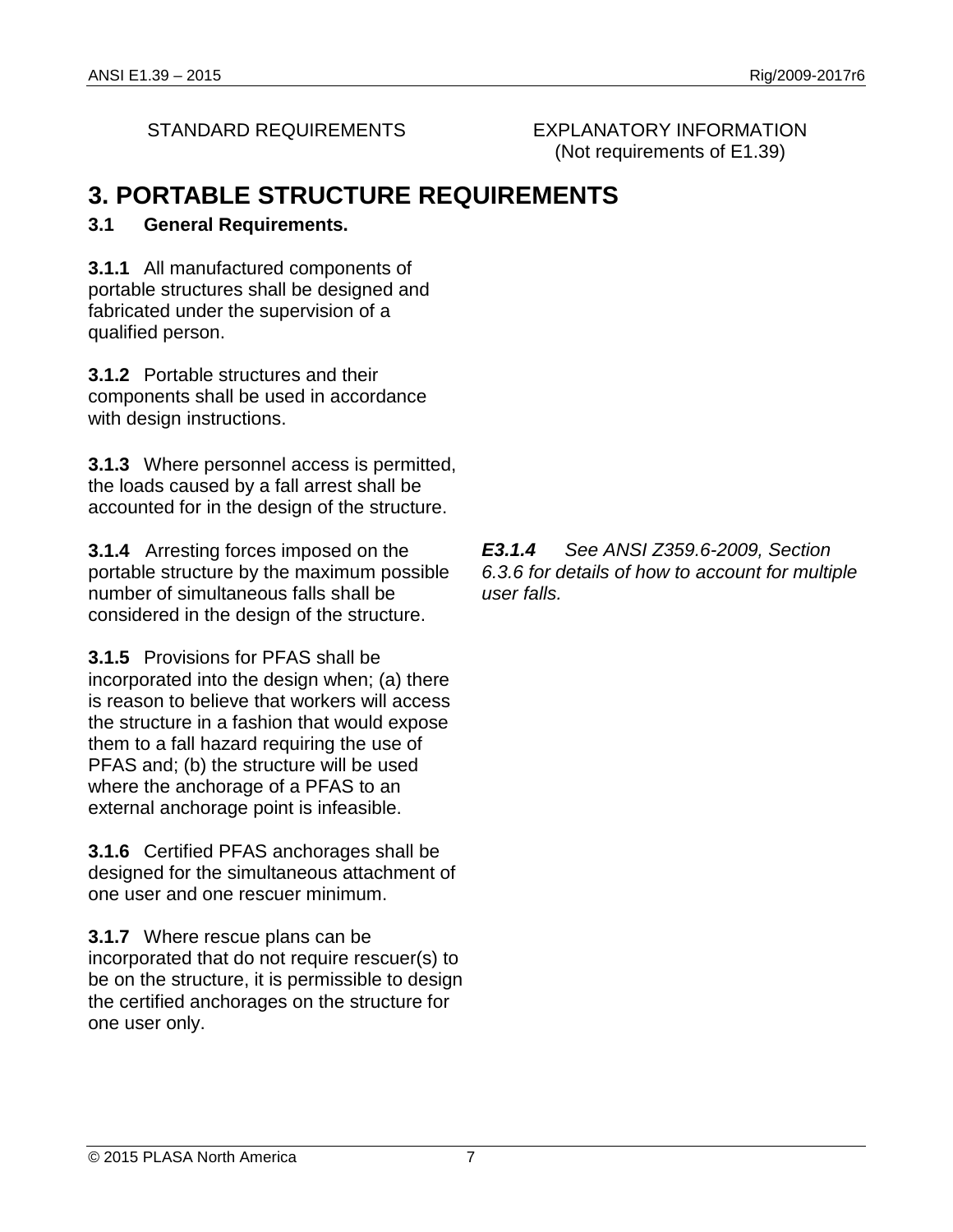STANDARD REQUIREMENTS

EXPLANATORY INFORMATION
(Not requirements of E1.39)

# 3. PORTABLE STRUCTURE REQUIREMENTS

## 3.1 General Requirements.

**3.1.1** All manufactured components of portable structures shall be designed and fabricated under the supervision of a qualified person.

**3.1.2** Portable structures and their components shall be used in accordance with design instructions.

**3.1.3** Where personnel access is permitted, the loads caused by a fall arrest shall be accounted for in the design of the structure.

**3.1.4** Arresting forces imposed on the portable structure by the maximum possible number of simultaneous falls shall be considered in the design of the structure.

***E3.1.4*** *See ANSI Z359.6-2009, Section 6.3.6 for details of how to account for multiple user falls.*

**3.1.5** Provisions for PFAS shall be incorporated into the design when; (a) there is reason to believe that workers will access the structure in a fashion that would expose them to a fall hazard requiring the use of PFAS and; (b) the structure will be used where the anchorage of a PFAS to an external anchorage point is infeasible.

**3.1.6** Certified PFAS anchorages shall be designed for the simultaneous attachment of one user and one rescuer minimum.

**3.1.7** Where rescue plans can be incorporated that do not require rescuer(s) to be on the structure, it is permissible to design the certified anchorages on the structure for one user only.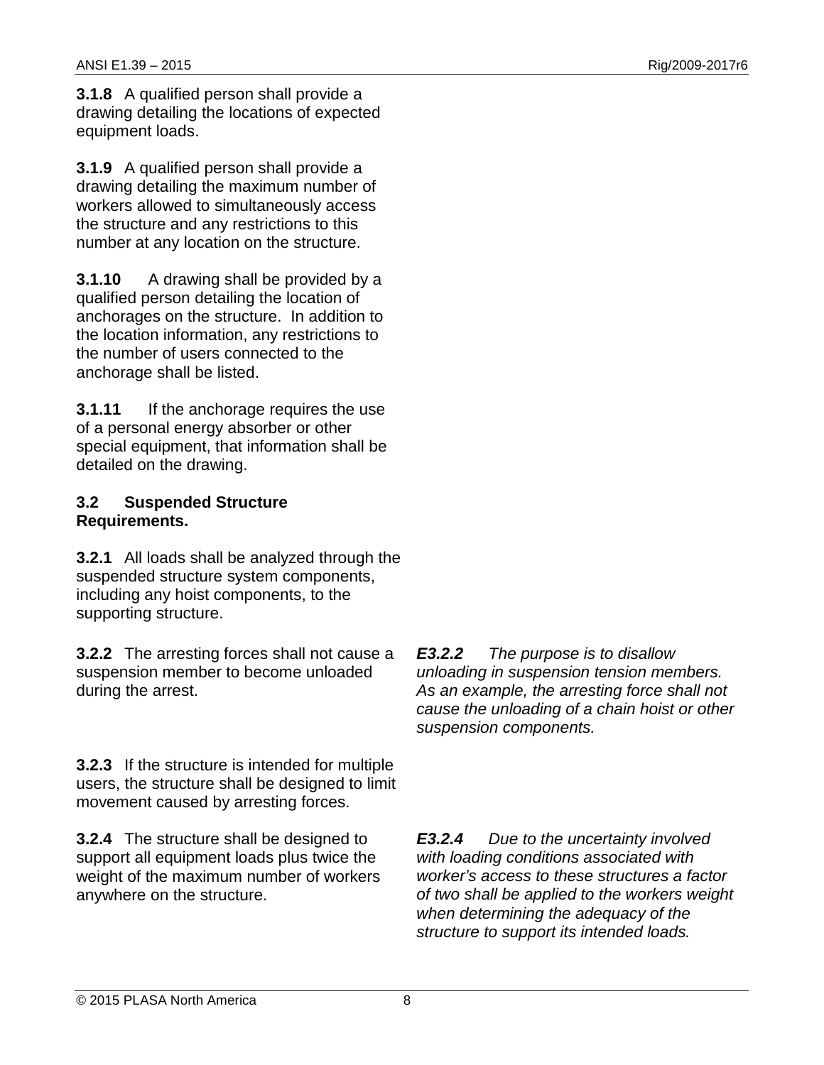**3.1.8** A qualified person shall provide a drawing detailing the locations of expected equipment loads.

**3.1.9** A qualified person shall provide a drawing detailing the maximum number of workers allowed to simultaneously access the structure and any restrictions to this number at any location on the structure.

**3.1.10** A drawing shall be provided by a qualified person detailing the location of anchorages on the structure. In addition to the location information, any restrictions to the number of users connected to the anchorage shall be listed.

**3.1.11** If the anchorage requires the use of a personal energy absorber or other special equipment, that information shall be detailed on the drawing.

### 3.2 Suspended Structure Requirements.

**3.2.1** All loads shall be analyzed through the suspended structure system components, including any hoist components, to the supporting structure.

**3.2.2** The arresting forces shall not cause a suspension member to become unloaded during the arrest.

***E3.2.2*** *The purpose is to disallow unloading in suspension tension members. As an example, the arresting force shall not cause the unloading of a chain hoist or other suspension components.*

**3.2.3** If the structure is intended for multiple users, the structure shall be designed to limit movement caused by arresting forces.

**3.2.4** The structure shall be designed to support all equipment loads plus twice the weight of the maximum number of workers anywhere on the structure.

***E3.2.4*** *Due to the uncertainty involved with loading conditions associated with worker's access to these structures a factor of two shall be applied to the workers weight when determining the adequacy of the structure to support its intended loads.*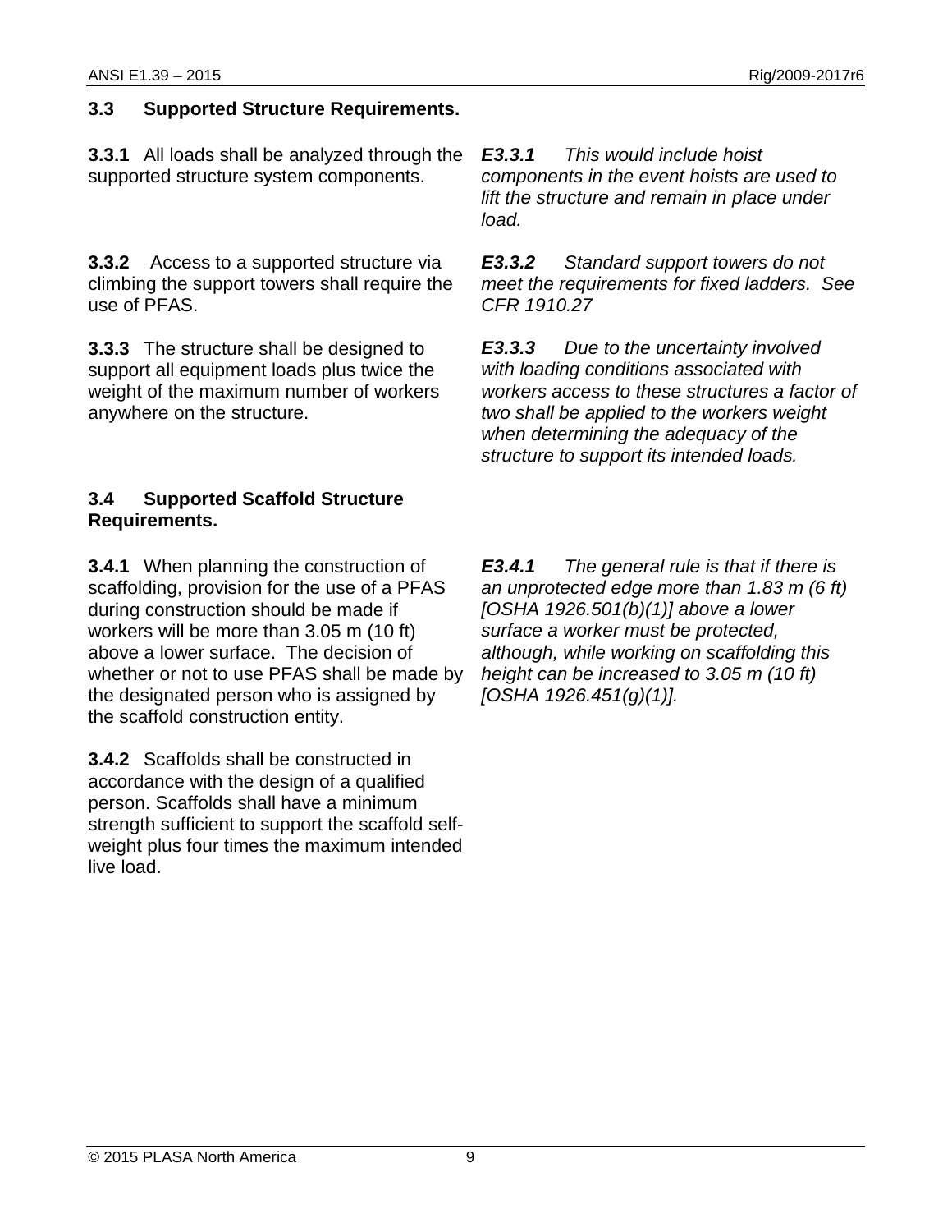### 3.3 Supported Structure Requirements.

**3.3.1** All loads shall be analyzed through the supported structure system components.

***E3.3.1*** *This would include hoist components in the event hoists are used to lift the structure and remain in place under load.*

**3.3.2** Access to a supported structure via climbing the support towers shall require the use of PFAS.

***E3.3.2*** *Standard support towers do not meet the requirements for fixed ladders. See CFR 1910.27*

**3.3.3** The structure shall be designed to support all equipment loads plus twice the weight of the maximum number of workers anywhere on the structure.

***E3.3.3*** *Due to the uncertainty involved with loading conditions associated with workers access to these structures a factor of two shall be applied to the workers weight when determining the adequacy of the structure to support its intended loads.*

### 3.4 Supported Scaffold Structure Requirements.

**3.4.1** When planning the construction of scaffolding, provision for the use of a PFAS during construction should be made if workers will be more than 3.05 m (10 ft) above a lower surface. The decision of whether or not to use PFAS shall be made by the designated person who is assigned by the scaffold construction entity.

***E3.4.1*** *The general rule is that if there is an unprotected edge more than 1.83 m (6 ft) [OSHA 1926.501(b)(1)] above a lower surface a worker must be protected, although, while working on scaffolding this height can be increased to 3.05 m (10 ft) [OSHA 1926.451(g)(1)].*

**3.4.2** Scaffolds shall be constructed in accordance with the design of a qualified person. Scaffolds shall have a minimum strength sufficient to support the scaffold self-weight plus four times the maximum intended live load.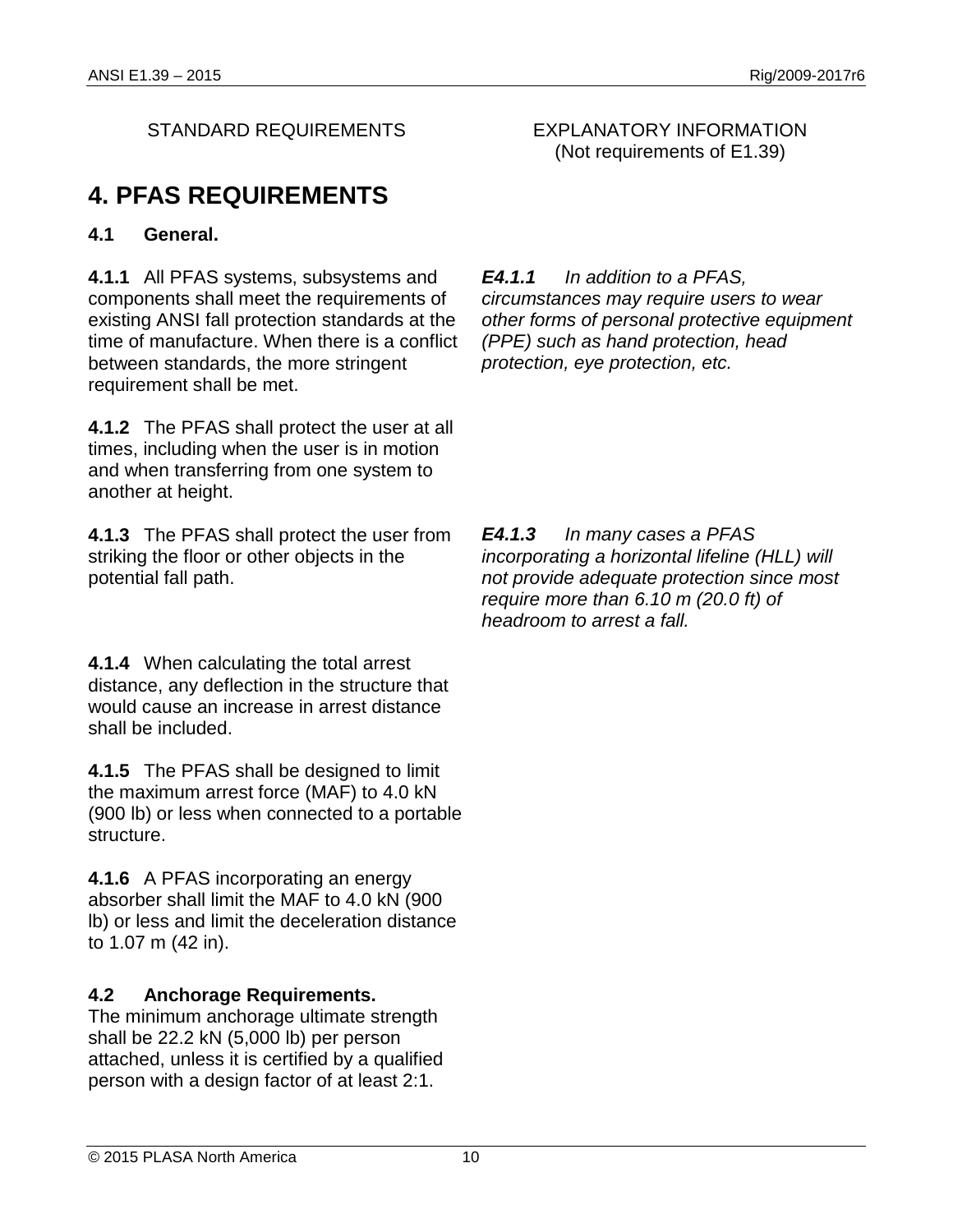STANDARD REQUIREMENTS

EXPLANATORY INFORMATION
(Not requirements of E1.39)

# 4. PFAS REQUIREMENTS

### 4.1 General.

**4.1.1** All PFAS systems, subsystems and components shall meet the requirements of existing ANSI fall protection standards at the time of manufacture. When there is a conflict between standards, the more stringent requirement shall be met.

***E4.1.1*** *In addition to a PFAS, circumstances may require users to wear other forms of personal protective equipment (PPE) such as hand protection, head protection, eye protection, etc.*

**4.1.2** The PFAS shall protect the user at all times, including when the user is in motion and when transferring from one system to another at height.

**4.1.3** The PFAS shall protect the user from striking the floor or other objects in the potential fall path.

***E4.1.3*** *In many cases a PFAS incorporating a horizontal lifeline (HLL) will not provide adequate protection since most require more than 6.10 m (20.0 ft) of headroom to arrest a fall.*

**4.1.4** When calculating the total arrest distance, any deflection in the structure that would cause an increase in arrest distance shall be included.

**4.1.5** The PFAS shall be designed to limit the maximum arrest force (MAF) to 4.0 kN (900 lb) or less when connected to a portable structure.

**4.1.6** A PFAS incorporating an energy absorber shall limit the MAF to 4.0 kN (900 lb) or less and limit the deceleration distance to 1.07 m (42 in).

### 4.2 Anchorage Requirements.

The minimum anchorage ultimate strength shall be 22.2 kN (5,000 lb) per person attached, unless it is certified by a qualified person with a design factor of at least 2:1.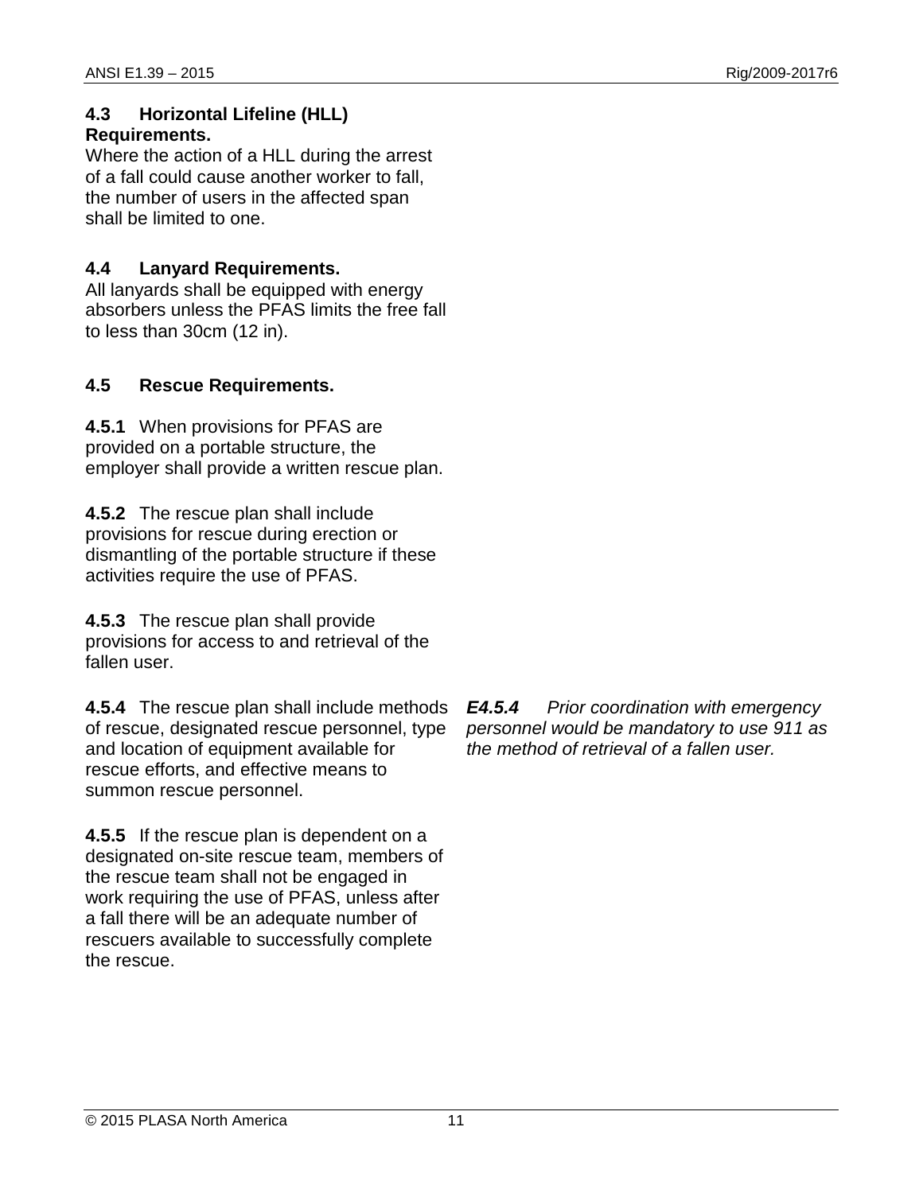### 4.3 Horizontal Lifeline (HLL) Requirements.

Where the action of a HLL during the arrest of a fall could cause another worker to fall, the number of users in the affected span shall be limited to one.

### 4.4 Lanyard Requirements.

All lanyards shall be equipped with energy absorbers unless the PFAS limits the free fall to less than 30cm (12 in).

### 4.5 Rescue Requirements.

**4.5.1** When provisions for PFAS are provided on a portable structure, the employer shall provide a written rescue plan.

**4.5.2** The rescue plan shall include provisions for rescue during erection or dismantling of the portable structure if these activities require the use of PFAS.

**4.5.3** The rescue plan shall provide provisions for access to and retrieval of the fallen user.

**4.5.4** The rescue plan shall include methods of rescue, designated rescue personnel, type and location of equipment available for rescue efforts, and effective means to summon rescue personnel.

***E4.5.4*** *Prior coordination with emergency personnel would be mandatory to use 911 as the method of retrieval of a fallen user.*

**4.5.5** If the rescue plan is dependent on a designated on-site rescue team, members of the rescue team shall not be engaged in work requiring the use of PFAS, unless after a fall there will be an adequate number of rescuers available to successfully complete the rescue.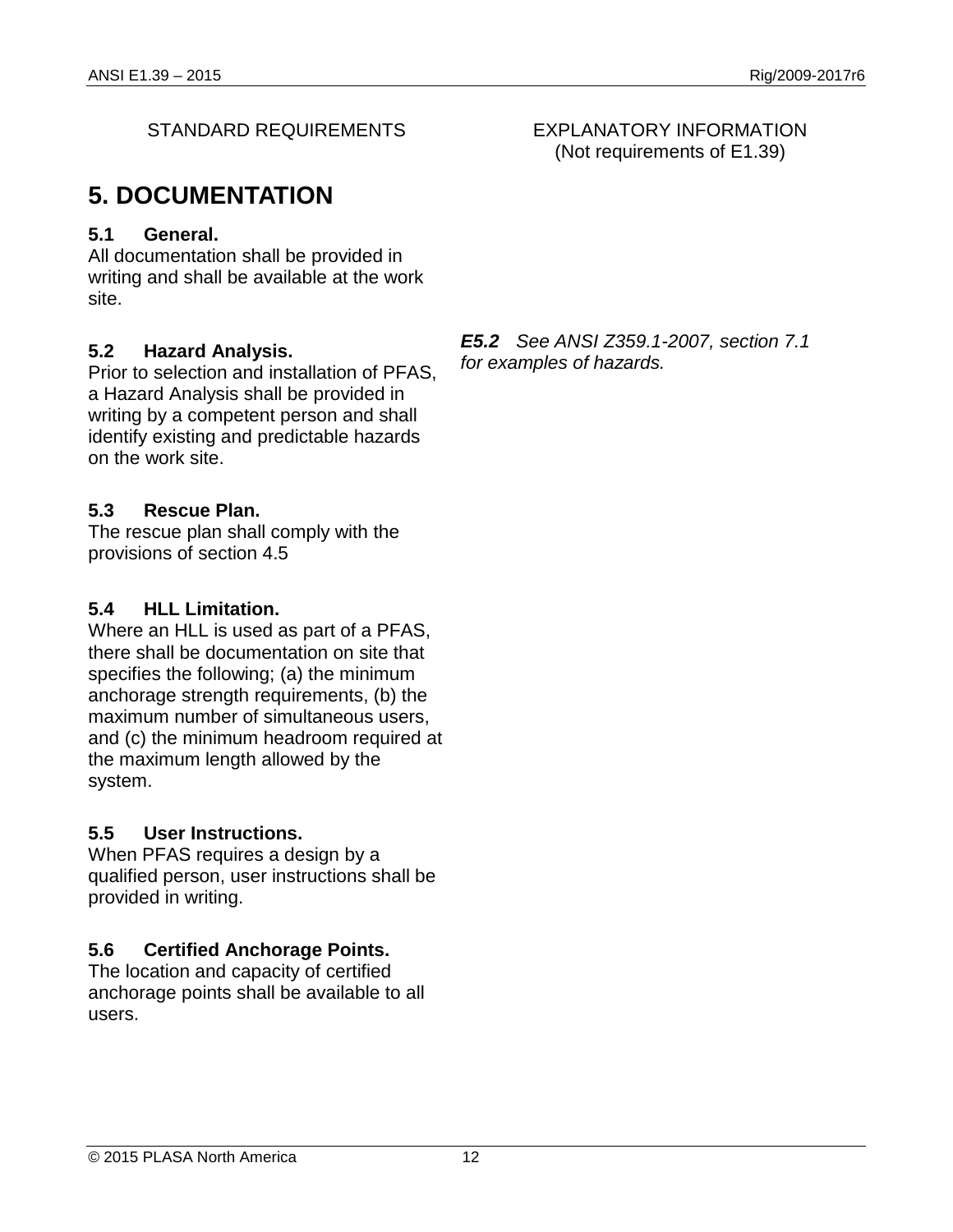STANDARD REQUIREMENTS

EXPLANATORY INFORMATION
(Not requirements of E1.39)

# 5. DOCUMENTATION

### 5.1 General.

All documentation shall be provided in writing and shall be available at the work site.

### 5.2 Hazard Analysis.

Prior to selection and installation of PFAS, a Hazard Analysis shall be provided in writing by a competent person and shall identify existing and predictable hazards on the work site.

***E5.2*** *See ANSI Z359.1-2007, section 7.1 for examples of hazards.*

### 5.3 Rescue Plan.

The rescue plan shall comply with the provisions of section 4.5

### 5.4 HLL Limitation.

Where an HLL is used as part of a PFAS, there shall be documentation on site that specifies the following; (a) the minimum anchorage strength requirements, (b) the maximum number of simultaneous users, and (c) the minimum headroom required at the maximum length allowed by the system.

### 5.5 User Instructions.

When PFAS requires a design by a qualified person, user instructions shall be provided in writing.

### 5.6 Certified Anchorage Points.

The location and capacity of certified anchorage points shall be available to all users.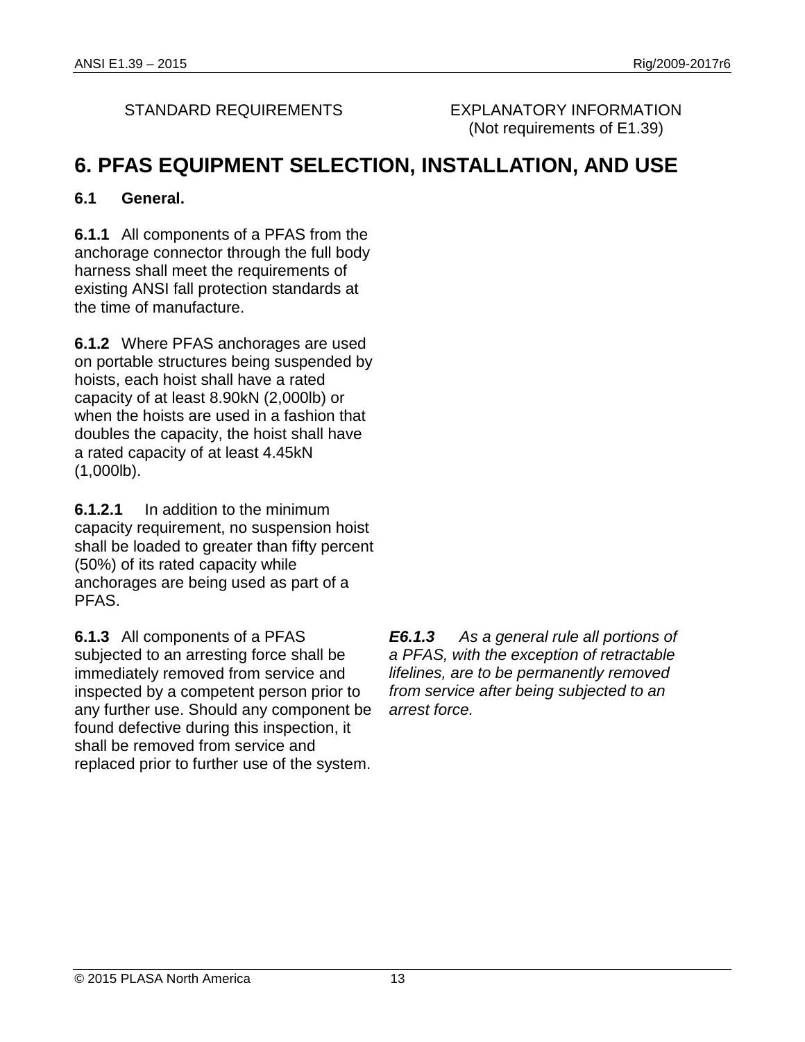STANDARD REQUIREMENTS

EXPLANATORY INFORMATION
(Not requirements of E1.39)

# 6. PFAS EQUIPMENT SELECTION, INSTALLATION, AND USE

## 6.1 General.

**6.1.1** All components of a PFAS from the anchorage connector through the full body harness shall meet the requirements of existing ANSI fall protection standards at the time of manufacture.

**6.1.2** Where PFAS anchorages are used on portable structures being suspended by hoists, each hoist shall have a rated capacity of at least 8.90kN (2,000lb) or when the hoists are used in a fashion that doubles the capacity, the hoist shall have a rated capacity of at least 4.45kN (1,000lb).

**6.1.2.1** In addition to the minimum capacity requirement, no suspension hoist shall be loaded to greater than fifty percent (50%) of its rated capacity while anchorages are being used as part of a PFAS.

**6.1.3** All components of a PFAS subjected to an arresting force shall be immediately removed from service and inspected by a competent person prior to any further use. Should any component be found defective during this inspection, it shall be removed from service and replaced prior to further use of the system.

***E6.1.3*** *As a general rule all portions of a PFAS, with the exception of retractable lifelines, are to be permanently removed from service after being subjected to an arrest force.*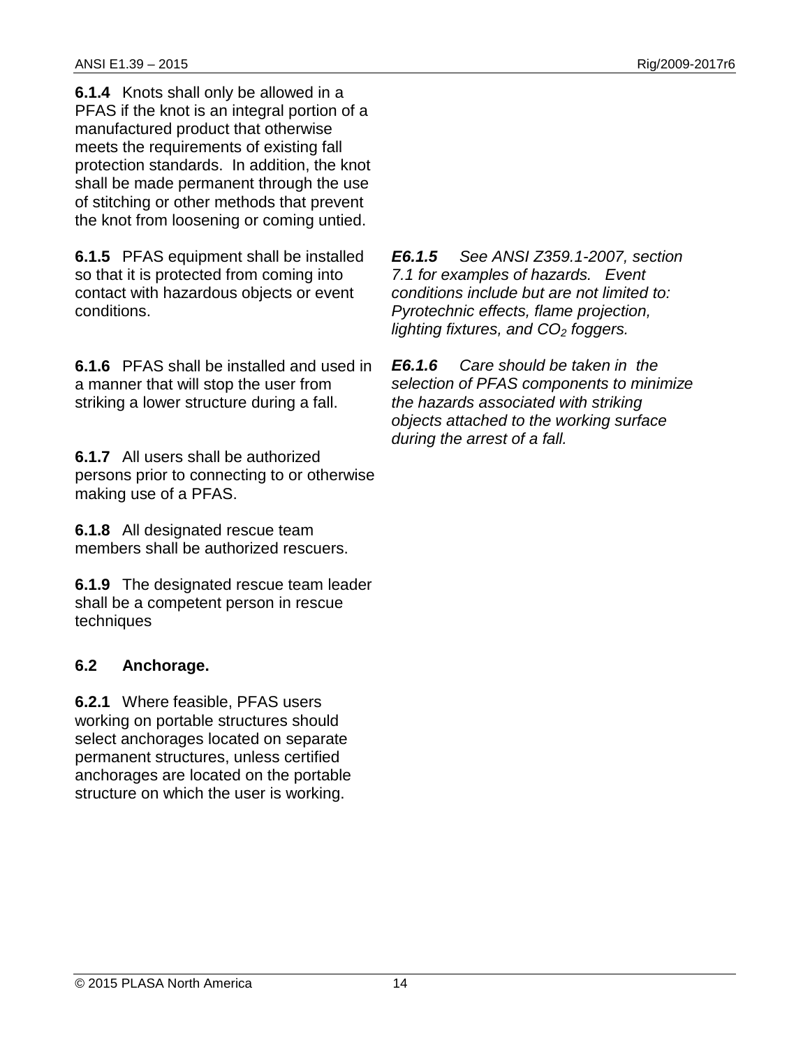**6.1.4** Knots shall only be allowed in a PFAS if the knot is an integral portion of a manufactured product that otherwise meets the requirements of existing fall protection standards. In addition, the knot shall be made permanent through the use of stitching or other methods that prevent the knot from loosening or coming untied.

**6.1.5** PFAS equipment shall be installed so that it is protected from coming into contact with hazardous objects or event conditions.

***E6.1.5*** *See ANSI Z359.1-2007, section 7.1 for examples of hazards. Event conditions include but are not limited to: Pyrotechnic effects, flame projection, lighting fixtures, and* $CO_2$ *foggers.*

**6.1.6** PFAS shall be installed and used in a manner that will stop the user from striking a lower structure during a fall.

***E6.1.6*** *Care should be taken in the selection of PFAS components to minimize the hazards associated with striking objects attached to the working surface during the arrest of a fall.*

**6.1.7** All users shall be authorized persons prior to connecting to or otherwise making use of a PFAS.

**6.1.8** All designated rescue team members shall be authorized rescuers.

**6.1.9** The designated rescue team leader shall be a competent person in rescue techniques

### 6.2 Anchorage.

**6.2.1** Where feasible, PFAS users working on portable structures should select anchorages located on separate permanent structures, unless certified anchorages are located on the portable structure on which the user is working.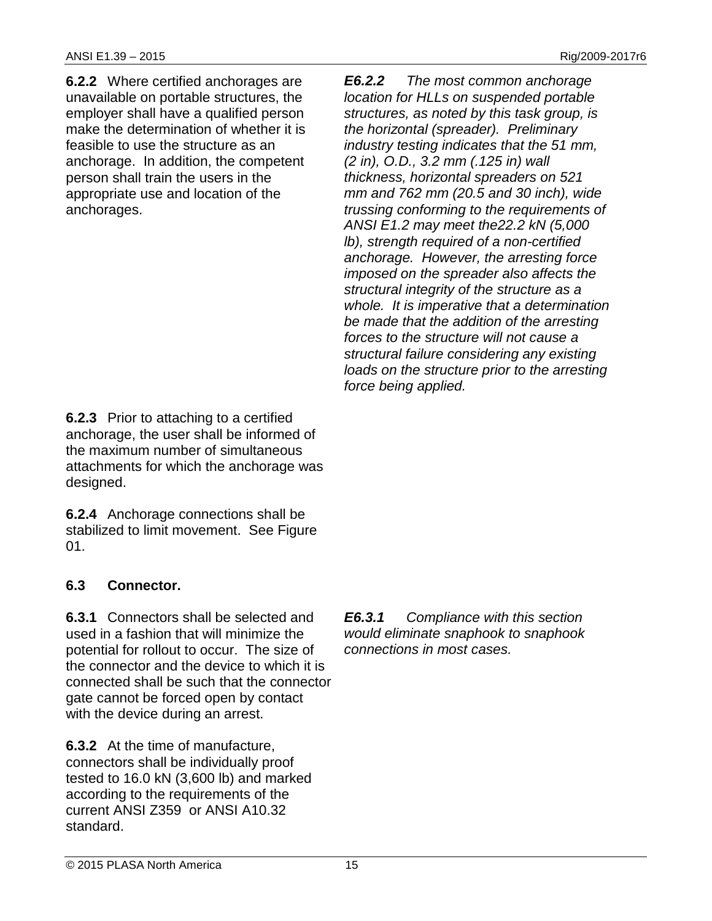**6.2.2** Where certified anchorages are unavailable on portable structures, the employer shall have a qualified person make the determination of whether it is feasible to use the structure as an anchorage. In addition, the competent person shall train the users in the appropriate use and location of the anchorages.

***E6.2.2*** *The most common anchorage location for HLLs on suspended portable structures, as noted by this task group, is the horizontal (spreader). Preliminary industry testing indicates that the 51 mm, (2 in), O.D., 3.2 mm (.125 in) wall thickness, horizontal spreaders on 521 mm and 762 mm (20.5 and 30 inch), wide trussing conforming to the requirements of ANSI E1.2 may meet the22.2 kN (5,000 lb), strength required of a non-certified anchorage. However, the arresting force imposed on the spreader also affects the structural integrity of the structure as a whole. It is imperative that a determination be made that the addition of the arresting forces to the structure will not cause a structural failure considering any existing loads on the structure prior to the arresting force being applied.*

**6.2.3** Prior to attaching to a certified anchorage, the user shall be informed of the maximum number of simultaneous attachments for which the anchorage was designed.

**6.2.4** Anchorage connections shall be stabilized to limit movement. See Figure 01.

### 6.3 Connector.

**6.3.1** Connectors shall be selected and used in a fashion that will minimize the potential for rollout to occur. The size of the connector and the device to which it is connected shall be such that the connector gate cannot be forced open by contact with the device during an arrest.

***E6.3.1*** *Compliance with this section would eliminate snaphook to snaphook connections in most cases.*

**6.3.2** At the time of manufacture, connectors shall be individually proof tested to 16.0 kN (3,600 lb) and marked according to the requirements of the current ANSI Z359 or ANSI A10.32 standard.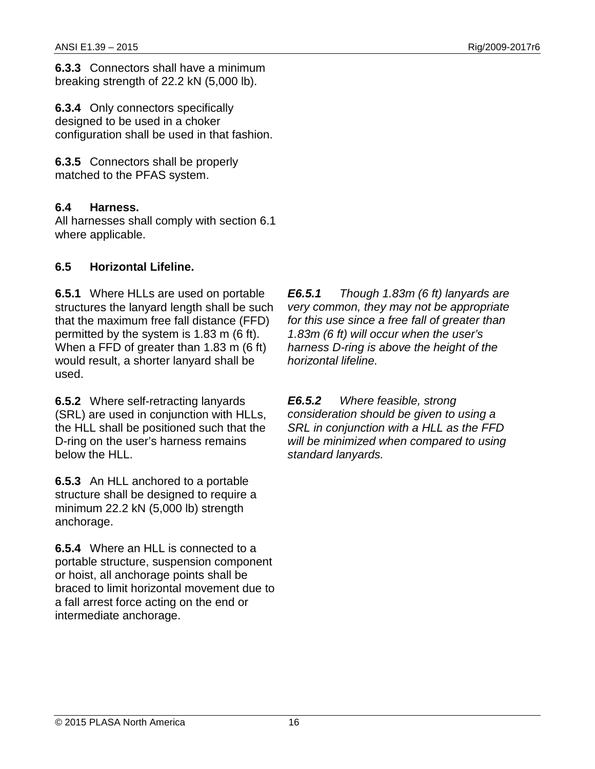**6.3.3** Connectors shall have a minimum breaking strength of 22.2 kN (5,000 lb).

**6.3.4** Only connectors specifically designed to be used in a choker configuration shall be used in that fashion.

**6.3.5** Connectors shall be properly matched to the PFAS system.

### 6.4 Harness.

All harnesses shall comply with section 6.1 where applicable.

### 6.5 Horizontal Lifeline.

**6.5.1** Where HLLs are used on portable structures the lanyard length shall be such that the maximum free fall distance (FFD) permitted by the system is 1.83 m (6 ft). When a FFD of greater than 1.83 m (6 ft) would result, a shorter lanyard shall be used.

***E6.5.1*** *Though 1.83m (6 ft) lanyards are very common, they may not be appropriate for this use since a free fall of greater than 1.83m (6 ft) will occur when the user's harness D-ring is above the height of the horizontal lifeline.*

**6.5.2** Where self-retracting lanyards (SRL) are used in conjunction with HLLs, the HLL shall be positioned such that the D-ring on the user's harness remains below the HLL.

***E6.5.2*** *Where feasible, strong consideration should be given to using a SRL in conjunction with a HLL as the FFD will be minimized when compared to using standard lanyards.*

**6.5.3** An HLL anchored to a portable structure shall be designed to require a minimum 22.2 kN (5,000 lb) strength anchorage.

**6.5.4** Where an HLL is connected to a portable structure, suspension component or hoist, all anchorage points shall be braced to limit horizontal movement due to a fall arrest force acting on the end or intermediate anchorage.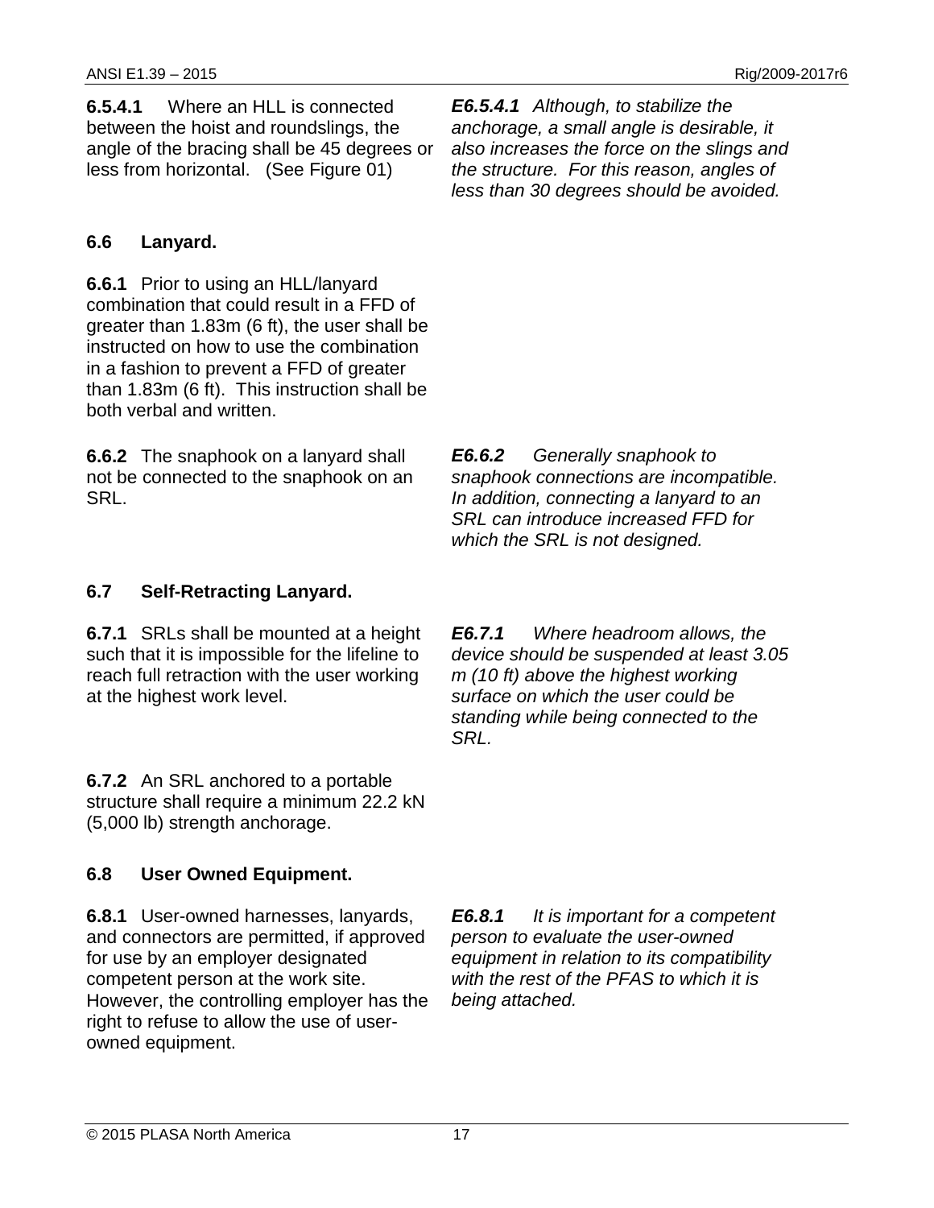**6.5.4.1** Where an HLL is connected between the hoist and roundslings, the angle of the bracing shall be 45 degrees or less from horizontal. (See Figure 01)

***E6.5.4.1*** *Although, to stabilize the anchorage, a small angle is desirable, it also increases the force on the slings and the structure. For this reason, angles of less than 30 degrees should be avoided.*

### 6.6 Lanyard.

**6.6.1** Prior to using an HLL/lanyard combination that could result in a FFD of greater than 1.83m (6 ft), the user shall be instructed on how to use the combination in a fashion to prevent a FFD of greater than 1.83m (6 ft). This instruction shall be both verbal and written.

**6.6.2** The snaphook on a lanyard shall not be connected to the snaphook on an SRL.

***E6.6.2*** *Generally snaphook to snaphook connections are incompatible. In addition, connecting a lanyard to an SRL can introduce increased FFD for which the SRL is not designed.*

### 6.7 Self-Retracting Lanyard.

**6.7.1** SRLs shall be mounted at a height such that it is impossible for the lifeline to reach full retraction with the user working at the highest work level.

***E6.7.1*** *Where headroom allows, the device should be suspended at least 3.05 m (10 ft) above the highest working surface on which the user could be standing while being connected to the SRL.*

**6.7.2** An SRL anchored to a portable structure shall require a minimum 22.2 kN (5,000 lb) strength anchorage.

### 6.8 User Owned Equipment.

**6.8.1** User-owned harnesses, lanyards, and connectors are permitted, if approved for use by an employer designated competent person at the work site. However, the controlling employer has the right to refuse to allow the use of user-owned equipment.

***E6.8.1*** *It is important for a competent person to evaluate the user-owned equipment in relation to its compatibility with the rest of the PFAS to which it is being attached.*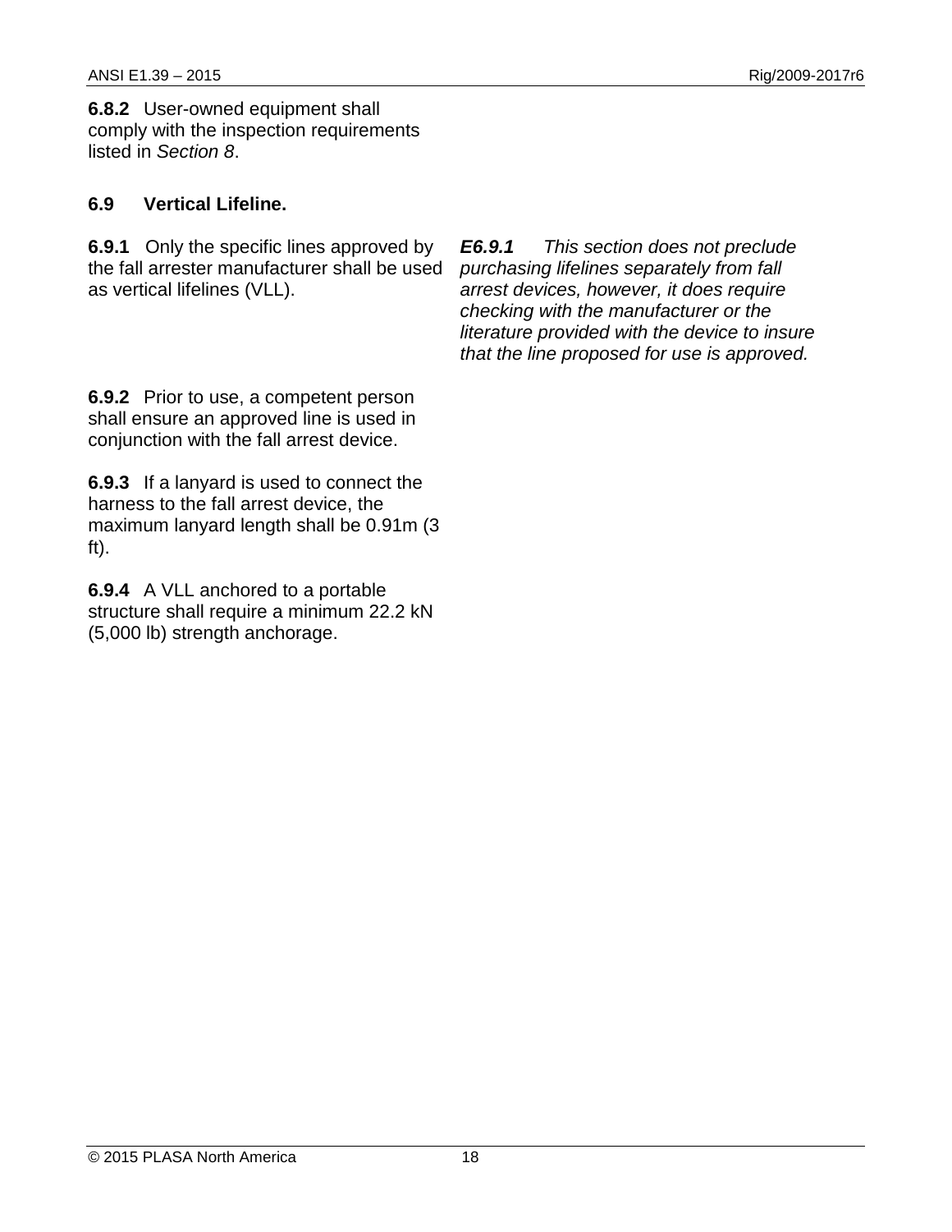**6.8.2** User-owned equipment shall comply with the inspection requirements listed in *Section 8*.

## 6.9 Vertical Lifeline.

**6.9.1** Only the specific lines approved by the fall arrester manufacturer shall be used as vertical lifelines (VLL).

***E6.9.1*** *This section does not preclude purchasing lifelines separately from fall arrest devices, however, it does require checking with the manufacturer or the literature provided with the device to insure that the line proposed for use is approved.*

**6.9.2** Prior to use, a competent person shall ensure an approved line is used in conjunction with the fall arrest device.

**6.9.3** If a lanyard is used to connect the harness to the fall arrest device, the maximum lanyard length shall be 0.91m (3 ft).

**6.9.4** A VLL anchored to a portable structure shall require a minimum 22.2 kN (5,000 lb) strength anchorage.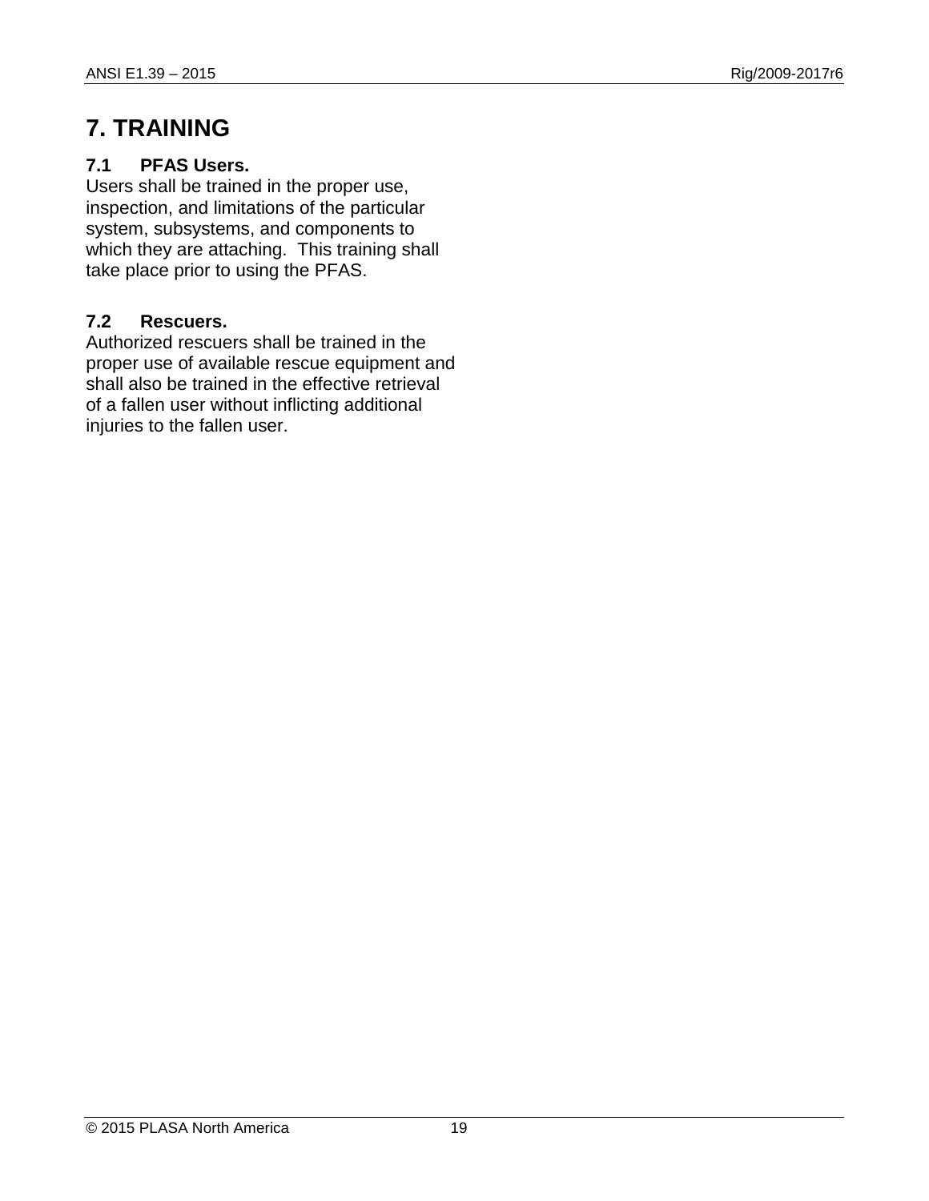# 7. TRAINING

### 7.1 PFAS Users.

Users shall be trained in the proper use, inspection, and limitations of the particular system, subsystems, and components to which they are attaching. This training shall take place prior to using the PFAS.

### 7.2 Rescuers.

Authorized rescuers shall be trained in the proper use of available rescue equipment and shall also be trained in the effective retrieval of a fallen user without inflicting additional injuries to the fallen user.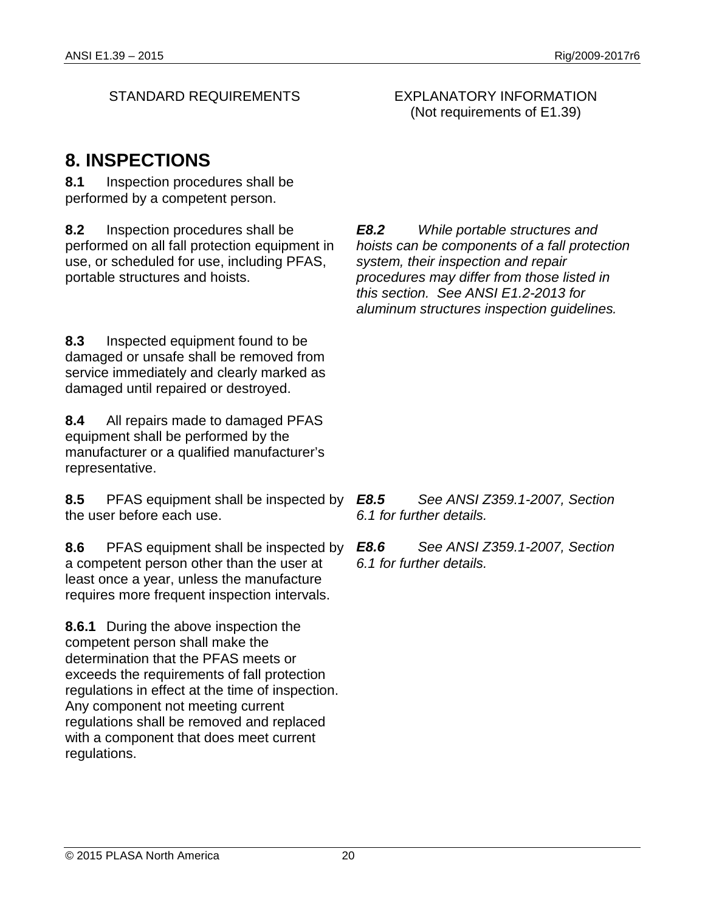STANDARD REQUIREMENTS

EXPLANATORY INFORMATION
(Not requirements of E1.39)

# 8. INSPECTIONS

**8.1** Inspection procedures shall be performed by a competent person.

**8.2** Inspection procedures shall be performed on all fall protection equipment in use, or scheduled for use, including PFAS, portable structures and hoists.

***E8.2*** *While portable structures and hoists can be components of a fall protection system, their inspection and repair procedures may differ from those listed in this section. See ANSI E1.2-2013 for aluminum structures inspection guidelines.*

**8.3** Inspected equipment found to be damaged or unsafe shall be removed from service immediately and clearly marked as damaged until repaired or destroyed.

**8.4** All repairs made to damaged PFAS equipment shall be performed by the manufacturer or a qualified manufacturer's representative.

**8.5** PFAS equipment shall be inspected by the user before each use.

***E8.5*** *See ANSI Z359.1-2007, Section 6.1 for further details.*

**8.6** PFAS equipment shall be inspected by a competent person other than the user at least once a year, unless the manufacture requires more frequent inspection intervals.

***E8.6*** *See ANSI Z359.1-2007, Section 6.1 for further details.*

**8.6.1** During the above inspection the competent person shall make the determination that the PFAS meets or exceeds the requirements of fall protection regulations in effect at the time of inspection. Any component not meeting current regulations shall be removed and replaced with a component that does meet current regulations.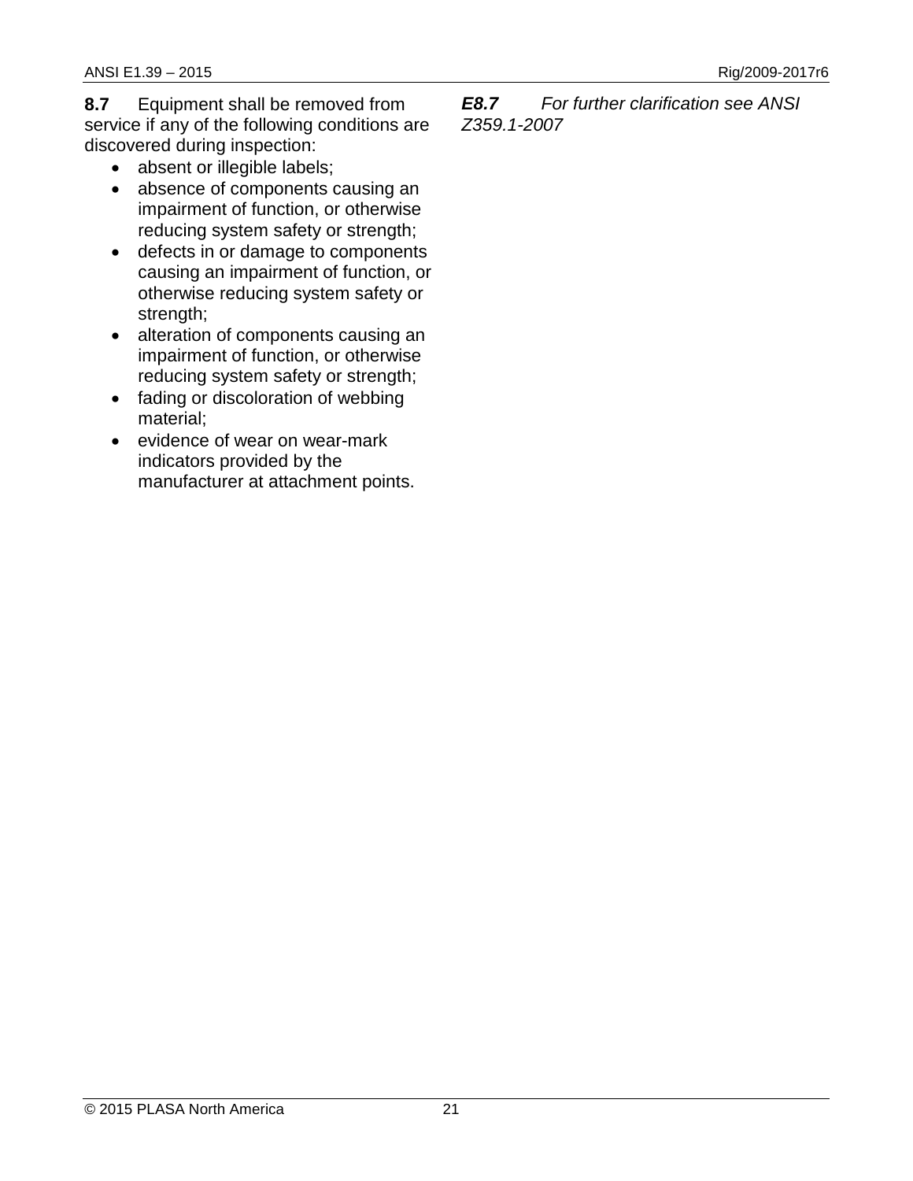**8.7** Equipment shall be removed from service if any of the following conditions are discovered during inspection:

- absent or illegible labels;
- absence of components causing an impairment of function, or otherwise reducing system safety or strength;
- defects in or damage to components causing an impairment of function, or otherwise reducing system safety or strength;
- alteration of components causing an impairment of function, or otherwise reducing system safety or strength;
- fading or discoloration of webbing material;
- evidence of wear on wear-mark indicators provided by the manufacturer at attachment points.

***E8.7*** *For further clarification see ANSI Z359.1-2007*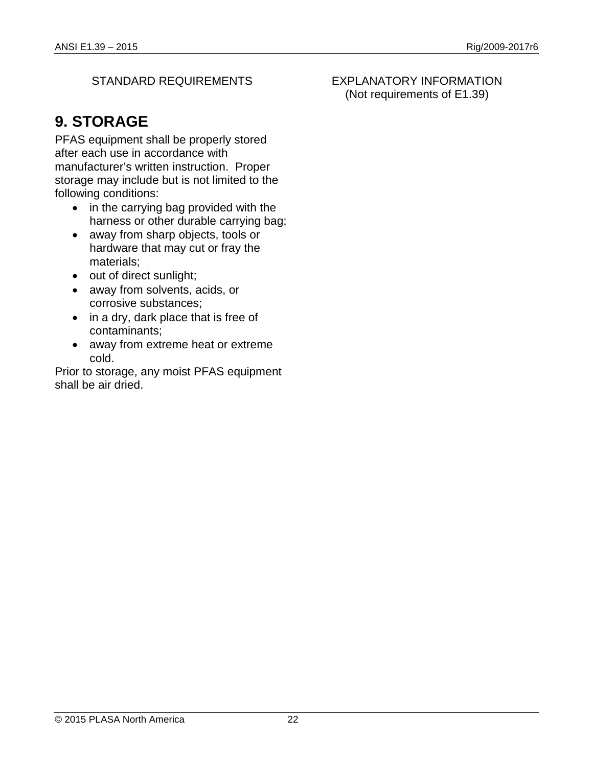STANDARD REQUIREMENTS

EXPLANATORY INFORMATION
(Not requirements of E1.39)

# 9. STORAGE

PFAS equipment shall be properly stored after each use in accordance with manufacturer's written instruction. Proper storage may include but is not limited to the following conditions:

- in the carrying bag provided with the harness or other durable carrying bag;
- away from sharp objects, tools or hardware that may cut or fray the materials;
- out of direct sunlight;
- away from solvents, acids, or corrosive substances;
- in a dry, dark place that is free of contaminants;
- away from extreme heat or extreme cold.

Prior to storage, any moist PFAS equipment shall be air dried.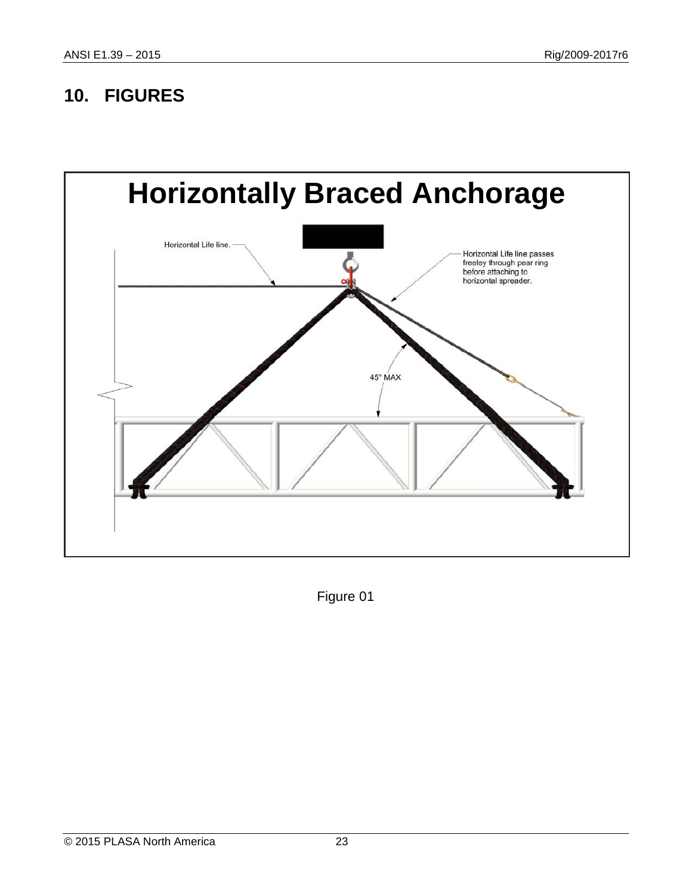# 10. FIGURES

Horizontally Braced Anchorage

Horizontal Life line.

Horizontal Life line passes freeley through pear ring before attaching to horizontal spreader.

45° MAX

Figure 01